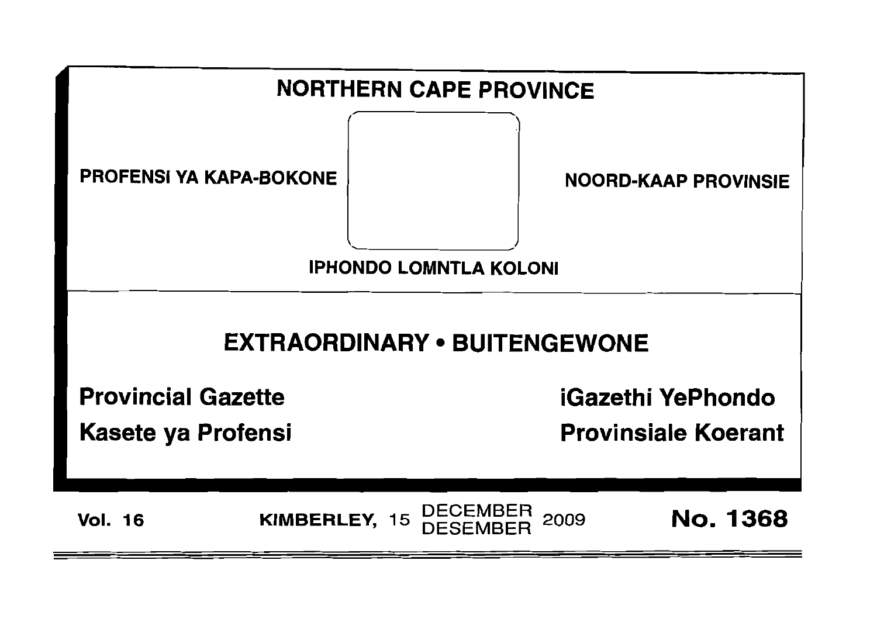# NORTHERN CAPE PROVINCE

**PROFENSI YA KAPA-BOKONE**

**NOORD-KAAP PROVINSIE**

**IPHONDO LOMNTLA KOLONI**

## EXTRAORDINARY • BUITENGEWONE

**Provincial Gazette**

**iGazethi YePhondo**

**Kasete ya Profensi**

**Provinsiale Koerant**

**Vol. 16** **KIMBERLEY, 15 DECEMBER DESEMBER 2009** **No. 1368**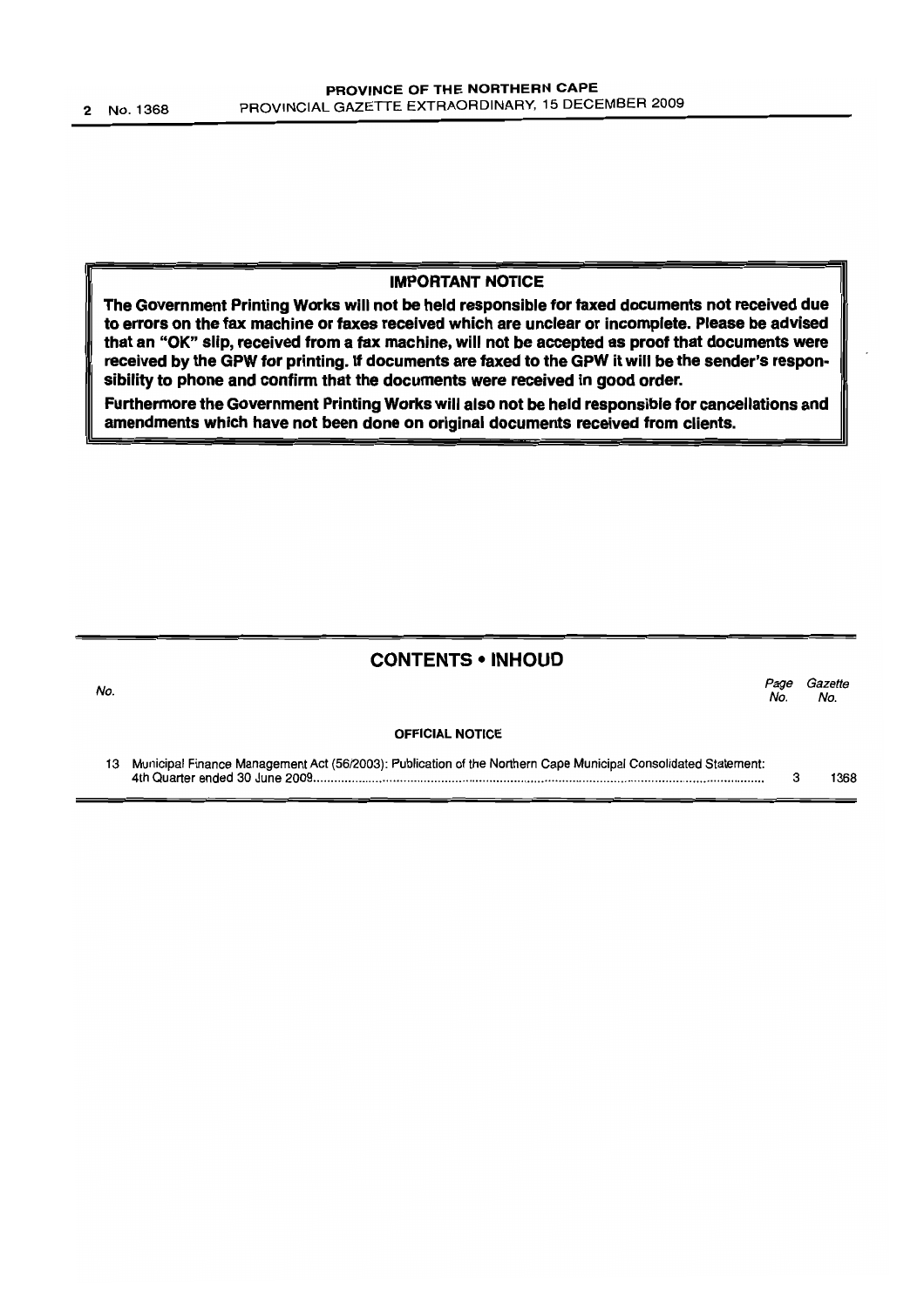**IMPORTANT NOTICE**

**The Government Printing Works will not be held responsible for faxed documents not received due to errors on the fax machine or faxes received which are unclear or incomplete. Please be advised that an "OK" slip, received from a fax machine, will not be accepted as proof that documents were received by the GPW for printing. If documents are faxed to the GPW it will be the sender's responsibility to phone and confirm that the documents were received in good order.**

**Furthermore the Government Printing Works will also not be held responsible for cancellations and amendments which have not been done on original documents received from clients.**

## CONTENTS • INHOUD

| *No.* | | *Page No.* | *Gazette No.* |
|---|---|---|---|
| | **OFFICIAL NOTICE** | | |
| 13 | Municipal Finance Management Act (56/2003): Publication of the Northern Cape Municipal Consolidated Statement: 4th Quarter ended 30 June 2009 | 3 | 1368 |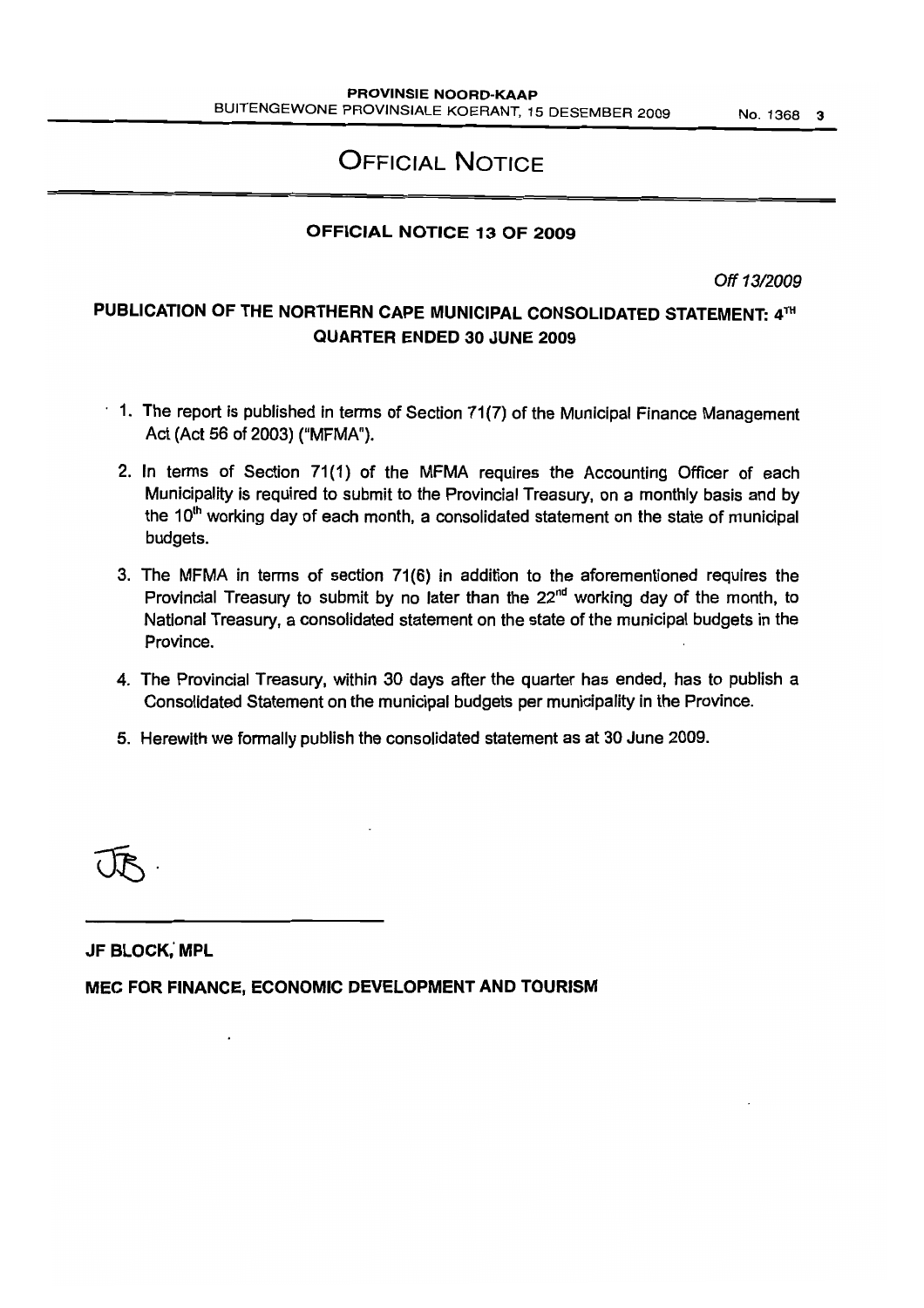# OFFICIAL NOTICE

## OFFICIAL NOTICE 13 OF 2009

*Off 13/2009*

### PUBLICATION OF THE NORTHERN CAPE MUNICIPAL CONSOLIDATED STATEMENT: 4TH QUARTER ENDED 30 JUNE 2009

1. The report is published in terms of Section 71(7) of the Municipal Finance Management Act (Act 56 of 2003) ("MFMA").
2. In terms of Section 71(1) of the MFMA requires the Accounting Officer of each Municipality is required to submit to the Provincial Treasury, on a monthly basis and by the 10th working day of each month, a consolidated statement on the state of municipal budgets.
3. The MFMA in terms of section 71(6) in addition to the aforementioned requires the Provincial Treasury to submit by no later than the 22nd working day of the month, to National Treasury, a consolidated statement on the state of the municipal budgets in the Province.
4. The Provincial Treasury, within 30 days after the quarter has ended, has to publish a Consolidated Statement on the municipal budgets per municipality in the Province.
5. Herewith we formally publish the consolidated statement as at 30 June 2009.

**JF BLOCK, MPL**

**MEC FOR FINANCE, ECONOMIC DEVELOPMENT AND TOURISM**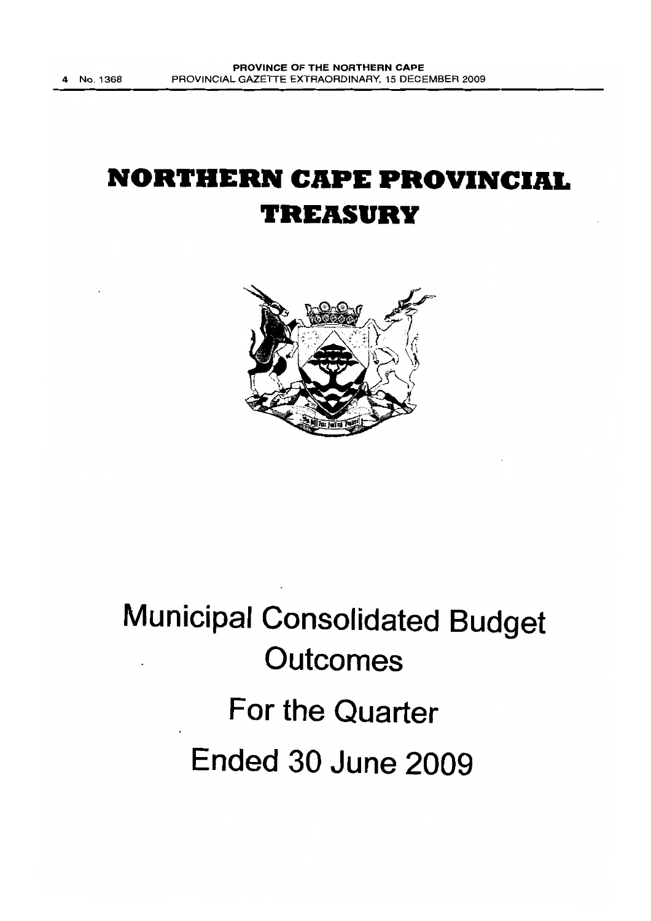# NORTHERN CAPE PROVINCIAL TREASURY

# Municipal Consolidated Budget Outcomes

## For the Quarter

## Ended 30 June 2009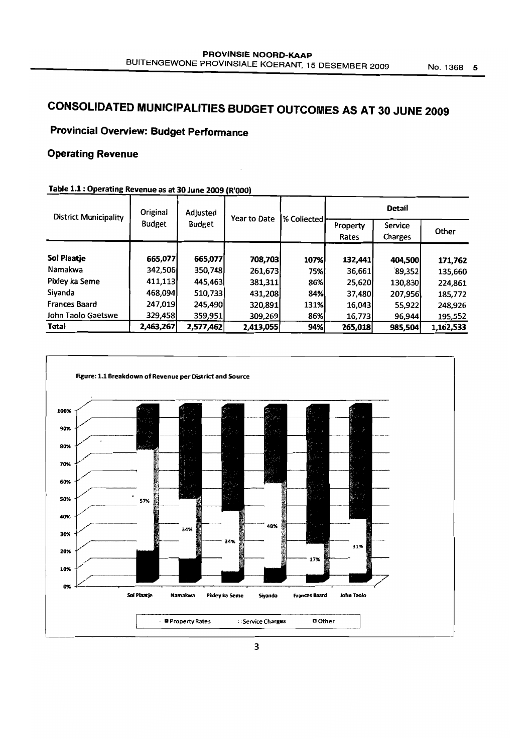# CONSOLIDATED MUNICIPALITIES BUDGET OUTCOMES AS AT 30 JUNE 2009

## Provincial Overview: Budget Performance

### Operating Revenue

**Table 1.1 : Operating Revenue as at 30 June 2009 (R'000)**

| District Municipality | Original Budget | Adjusted Budget | Year to Date | % Collected | Detail | | |
|---|---|---|---|---|---|---|---|
| | | | | | Property Rates | Service Charges | Other |
| **Sol Plaatje** | 665,077 | 665,077 | 708,703 | 107% | 132,441 | 404,500 | 171,762 |
| Namakwa | 342,506 | 350,748 | 261,673 | 75% | 36,661 | 89,352 | 135,660 |
| Pixley ka Seme | 411,113 | 445,463 | 381,311 | 86% | 25,620 | 130,830 | 224,861 |
| Siyanda | 468,094 | 510,733 | 431,208 | 84% | 37,480 | 207,956 | 185,772 |
| Frances Baard | 247,019 | 245,490 | 320,891 | 131% | 16,043 | 55,922 | 248,926 |
| John Taolo Gaetswe | 329,458 | 359,951 | 309,269 | 86% | 16,773 | 96,944 | 195,552 |
| **Total** | 2,463,267 | 2,577,462 | 2,413,055 | 94% | 265,018 | 985,504 | 1,162,533 |

Figure: 1.1 Breakdown of Revenue per District and Source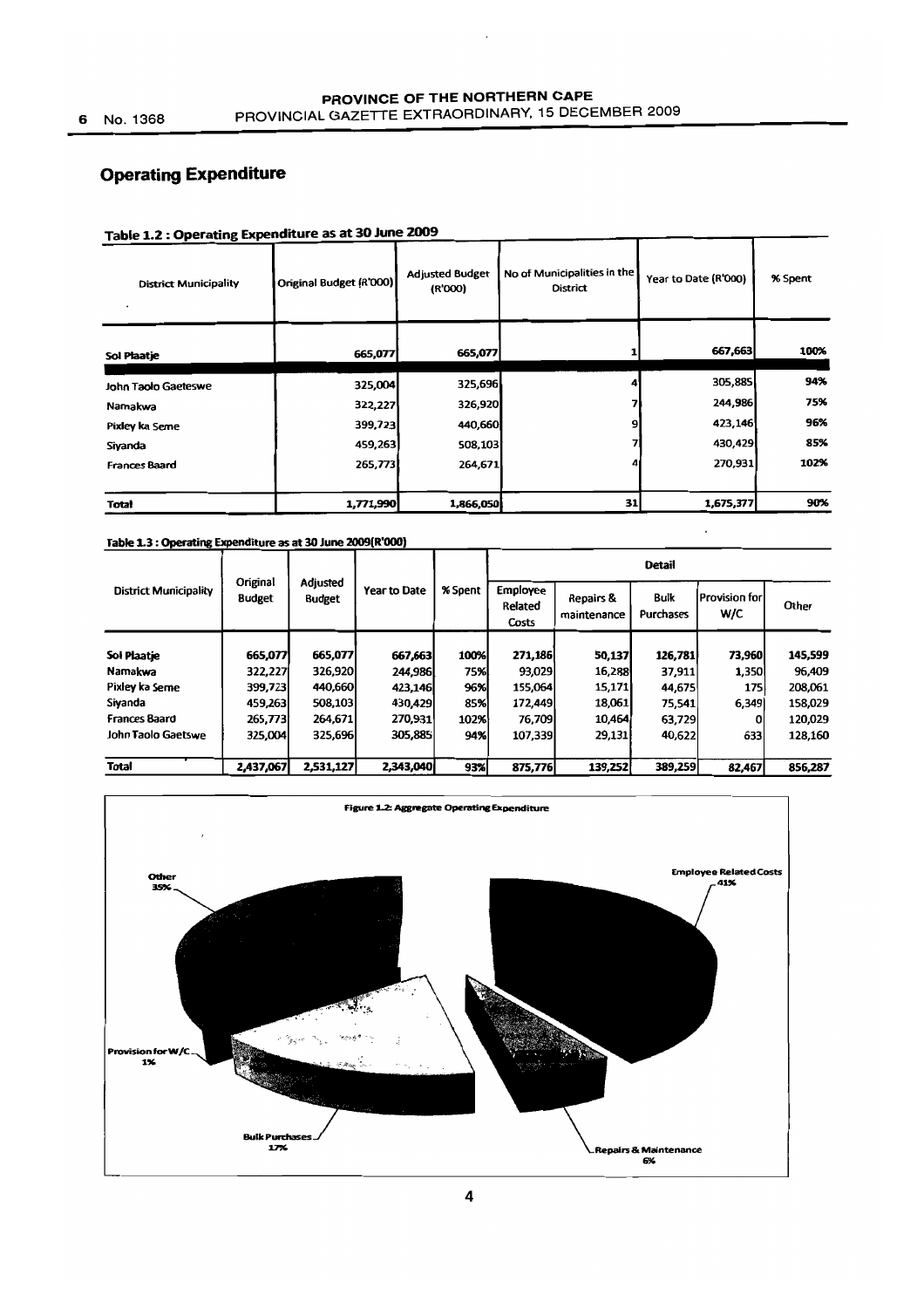# Operating Expenditure

**Table 1.2 : Operating Expenditure as at 30 June 2009**

| District Municipality | Original Budget (R'000) | Adjusted Budget (R'000) | No of Municipalities in the District | Year to Date (R'000) | % Spent |
|---|---|---|---|---|---|
| Sol Plaatje | 665,077 | 665,077 | 1 | 667,663 | 100% |
| John Taolo Gaeteswe | 325,004 | 325,696 | 4 | 305,885 | 94% |
| Namakwa | 322,227 | 326,920 | 7 | 244,986 | 75% |
| Pixley ka Seme | 399,723 | 440,660 | 9 | 423,146 | 96% |
| Siyanda | 459,263 | 508,103 | 7 | 430,429 | 85% |
| Frances Baard | 265,773 | 264,671 | 4 | 270,931 | 102% |
| **Total** | **1,771,990** | **1,866,050** | **31** | **1,675,377** | **90%** |

**Table 1.3 : Operating Expenditure as at 30 June 2009(R'000)**

| District Municipality | Original Budget | Adjusted Budget | Year to Date | % Spent | Detail | | | | |
|---|---|---|---|---|---|---|---|---|---|
| | | | | | Employee Related Costs | Repairs & maintenance | Bulk Purchases | Provision for W/C | Other |
| Sol Plaatje | 665,077 | 665,077 | 667,663 | 100% | 271,186 | 50,137 | 126,781 | 73,960 | 145,599 |
| Namakwa | 322,227 | 326,920 | 244,986 | 75% | 93,029 | 16,288 | 37,911 | 1,350 | 96,409 |
| Pixley ka Seme | 399,723 | 440,660 | 423,146 | 96% | 155,064 | 15,171 | 44,675 | 175 | 208,061 |
| Siyanda | 459,263 | 508,103 | 430,429 | 85% | 172,449 | 18,061 | 75,541 | 6,349 | 158,029 |
| Frances Baard | 265,773 | 264,671 | 270,931 | 102% | 76,709 | 10,464 | 63,729 | 0 | 120,029 |
| John Taolo Gaetswe | 325,004 | 325,696 | 305,885 | 94% | 107,339 | 29,131 | 40,622 | 633 | 128,160 |
| **Total** | **2,437,067** | **2,531,127** | **2,343,040** | **93%** | **875,776** | **139,252** | **389,259** | **82,467** | **856,287** |

**Figure 1.2: Aggregate Operating Expenditure**

Other 35%; Employee Related Costs 41%; Repairs & Maintenance 6%; Bulk Purchases 17%; Provision for W/C 1%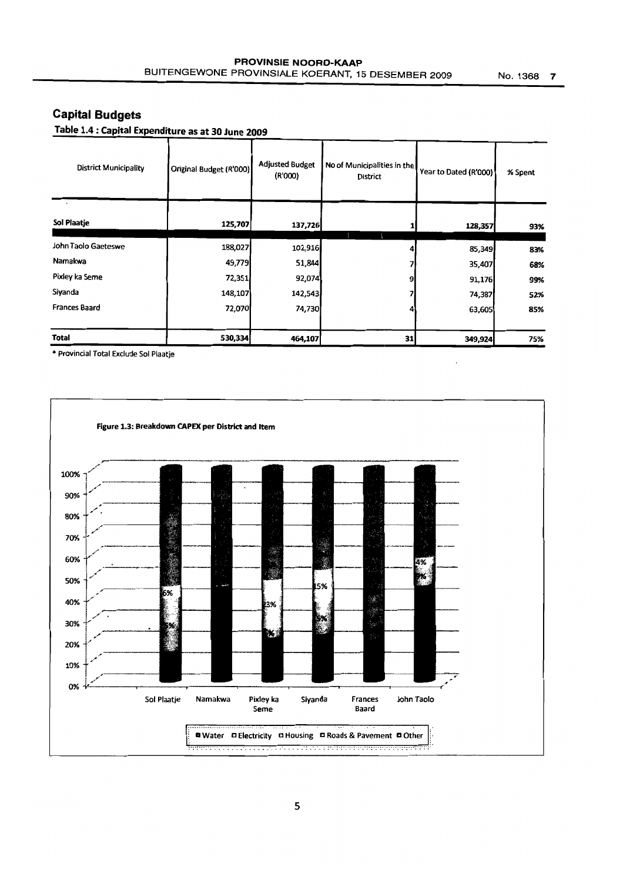## Capital Budgets

**Table 1.4 : Capital Expenditure as at 30 June 2009**

| District Municipality | Original Budget (R'000) | Adjusted Budget (R'000) | No of Municipalities in the District | Year to Dated (R'000) | % Spent |
|---|---|---|---|---|---|
| **Sol Plaatje** | **125,707** | **137,726** | 1 | **128,357** | **93%** |
| John Taolo Gaeteswe | 188,027 | 102,916 | 4 | 85,349 | 83% |
| Namakwa | 49,779 | 51,844 | 7 | 35,407 | 68% |
| Pixley ka Seme | 72,351 | 92,074 | 9 | 91,176 | 99% |
| Siyanda | 148,107 | 142,543 | 7 | 74,387 | 52% |
| Frances Baard | 72,070 | 74,730 | 4 | 63,605 | 85% |
| **Total** | **530,334** | **464,107** | **31** | **349,924** | **75%** |

\* Provincial Total Exclude Sol Plaatje

**Figure 1.3: Breakdown CAPEX per District and Item**

Legend: Water, Electricity, Housing, Roads & Pavement, Other

Districts: Sol Plaatje, Namakwa, Pixley ka Seme, Siyanda, Frances Baard, John Taolo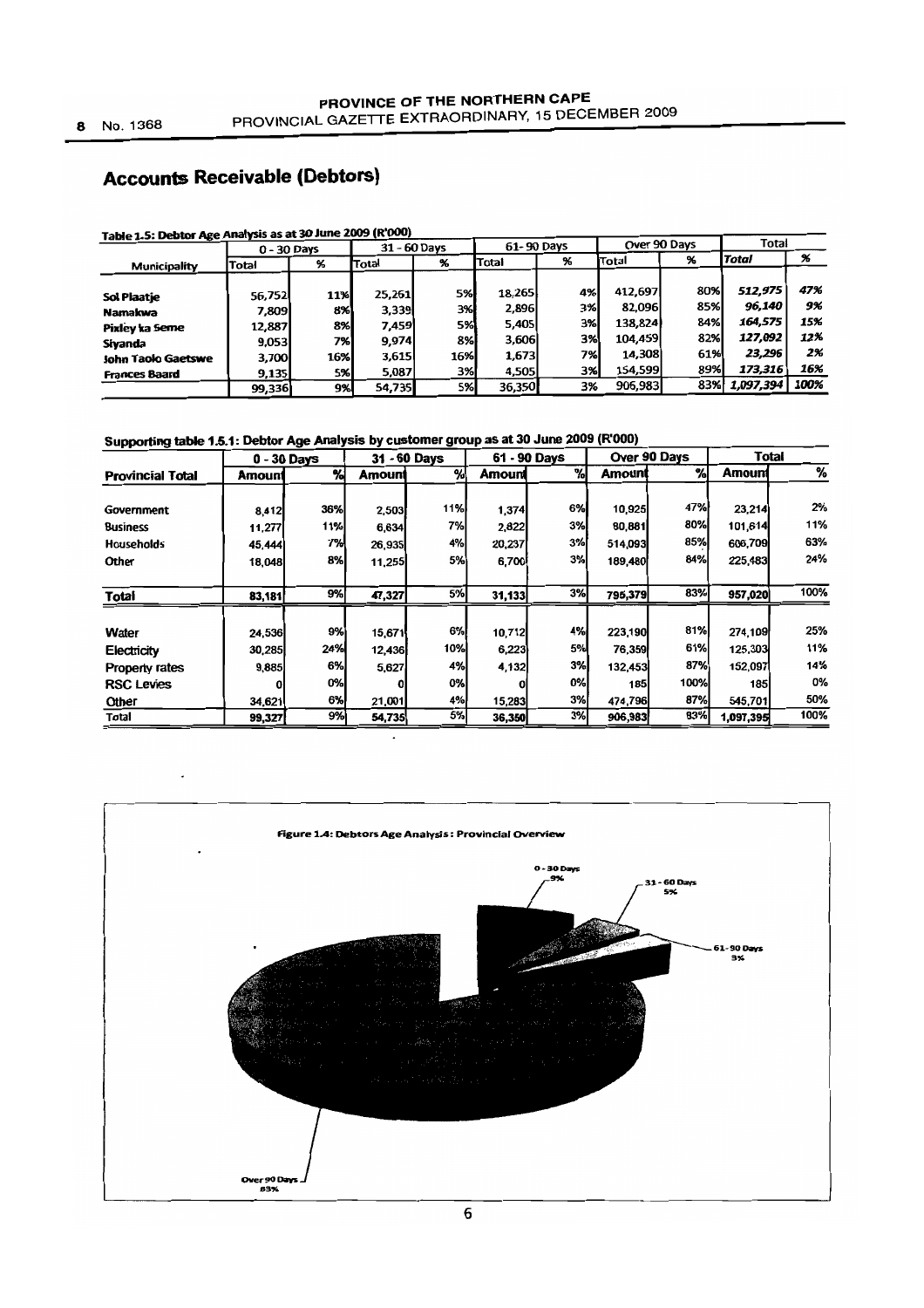## Accounts Receivable (Debtors)

**Table 1.5: Debtor Age Analysis as at 30 June 2009 (R'000)**

| Municipality | 0 - 30 Days | | 31 - 60 Days | | 61- 90 Days | | Over 90 Days | | Total | |
|---|---|---|---|---|---|---|---|---|---|---|
| | Total | % | Total | % | Total | % | Total | % | *Total* | *%* |
| Sol Plaatje | 56,752 | 11% | 25,261 | 5% | 18,265 | 4% | 412,697 | 80% | *512,975* | *47%* |
| Namakwa | 7,809 | 8% | 3,339 | 3% | 2,896 | 3% | 82,096 | 85% | *96,140* | *9%* |
| Pixley ka Seme | 12,887 | 8% | 7,459 | 5% | 5,405 | 3% | 138,824 | 84% | *164,575* | *15%* |
| Siyanda | 9,053 | 7% | 9,974 | 8% | 3,606 | 3% | 104,459 | 82% | *127,092* | *12%* |
| John Taolo Gaetswe | 3,700 | 16% | 3,615 | 16% | 1,673 | 7% | 14,308 | 61% | *23,296* | *2%* |
| Frances Baard | 9,135 | 5% | 5,087 | 3% | 4,505 | 3% | 154,599 | 89% | *173,316* | *16%* |
| | 99,336 | 9% | 54,735 | 5% | 36,350 | 3% | 906,983 | 83% | *1,097,394* | *100%* |

**Supporting table 1.5.1: Debtor Age Analysis by customer group as at 30 June 2009 (R'000)**

| Provincial Total | 0 - 30 Days | | 31 - 60 Days | | 61 - 90 Days | | Over 90 Days | | Total | |
|---|---|---|---|---|---|---|---|---|---|---|
| | Amount | % | Amount | % | Amount | % | Amount | % | Amount | % |
| Government | 8,412 | 36% | 2,503 | 11% | 1,374 | 6% | 10,925 | 47% | 23,214 | 2% |
| Business | 11,277 | 11% | 6,634 | 7% | 2,822 | 3% | 80,881 | 80% | 101,614 | 11% |
| Households | 45,444 | 7% | 26,935 | 4% | 20,237 | 3% | 514,093 | 85% | 606,709 | 63% |
| Other | 18,048 | 8% | 11,255 | 5% | 6,700 | 3% | 189,480 | 84% | 225,483 | 24% |
| **Total** | **83,181** | **9%** | **47,327** | **5%** | **31,133** | **3%** | **795,379** | **83%** | **957,020** | **100%** |
| Water | 24,536 | 9% | 15,671 | 6% | 10,712 | 4% | 223,190 | 81% | 274,109 | 25% |
| Electricity | 30,285 | 24% | 12,436 | 10% | 6,223 | 5% | 76,359 | 61% | 125,303 | 11% |
| Property rates | 9,885 | 6% | 5,627 | 4% | 4,132 | 3% | 132,453 | 87% | 152,097 | 14% |
| RSC Levies | 0 | 0% | 0 | 0% | 0 | 0% | 185 | 100% | 185 | 0% |
| Other | 34,621 | 6% | 21,001 | 4% | 15,283 | 3% | 474,796 | 87% | 545,701 | 50% |
| Total | 99,327 | 9% | 54,735 | 5% | 36,350 | 3% | 906,383 | 83% | 1,097,395 | 100% |

**Figure 1.4: Debtors Age Analysis: Provincial Overview**

0 - 30 Days 9%; 31 - 60 Days 5%; 61-90 Days 3%; Over 90 Days 83%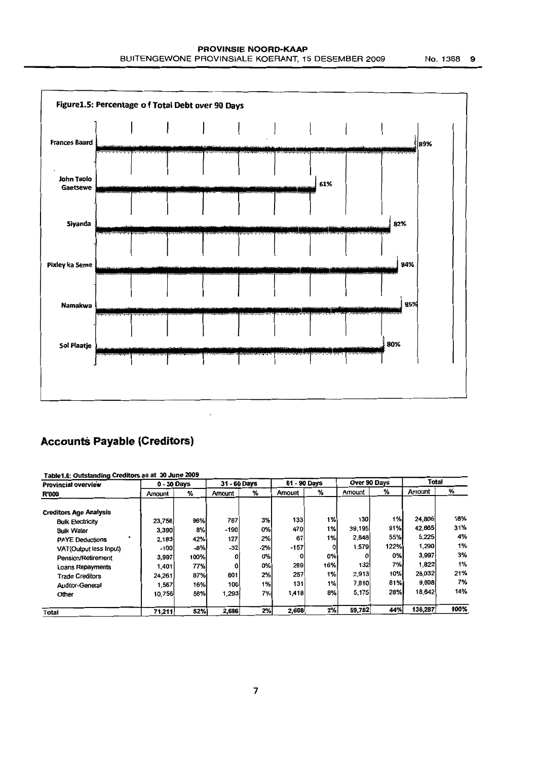**Figure1.5: Percentage o f Total Debt over 90 Days**

| | |
|---|---|
| Frances Baard | 89% |
| John Taolo Gaetsewe | 61% |
| Siyanda | 82% |
| Pixley ka Seme | 84% |
| Namakwa | 85% |
| Sol Plaatje | 80% |

## Accounts Payable (Creditors)

**Table1.6: Outstanding Creditors as at 30 June 2009**

| Provincial overview | 0 - 30 Days | | 31 - 60 Days | | 61 - 90 Days | | Over 90 Days | | Total | |
|---|---|---|---|---|---|---|---|---|---|---|
| R'000 | Amount | % | Amount | % | Amount | % | Amount | % | Amount | % |
| **Creditors Age Analysis** | | | | | | | | | | |
| Bulk Electricity | 23,758 | 96% | 787 | 3% | 133 | 1% | 130 | 1% | 24,806 | 18% |
| Bulk Water | 3,390 | 8% | -190 | 0% | 470 | 1% | 39,195 | 91% | 42,865 | 31% |
| PAYE Deductions | 2,183 | 42% | 127 | 2% | 67 | 1% | 2,848 | 55% | 5,225 | 4% |
| VAT(Output less Input) | -100 | -8% | -32 | -2% | -157 | 0 | 1,579 | 122% | 1,290 | 1% |
| Pension/Retirement | 3,997 | 100% | 0 | 0% | 0 | 0% | 0 | 0% | 3,997 | 3% |
| Loans Repayments | 1,401 | 77% | 0 | 0% | 289 | 16% | 132 | 7% | 1,822 | 1% |
| Trade Creditors | 24,261 | 87% | 601 | 2% | 257 | 1% | 2,913 | 10% | 28,032 | 21% |
| Auditor-General | 1,567 | 16% | 100 | 1% | 131 | 1% | 7,810 | 81% | 9,608 | 7% |
| Other | 10,756 | 58% | 1,293 | 7% | 1,418 | 8% | 5,175 | 28% | 18,642 | 14% |
| Total | 71,211 | 52% | 2,686 | 2% | 2,608 | 2% | 59,782 | 44% | 136,287 | 100% |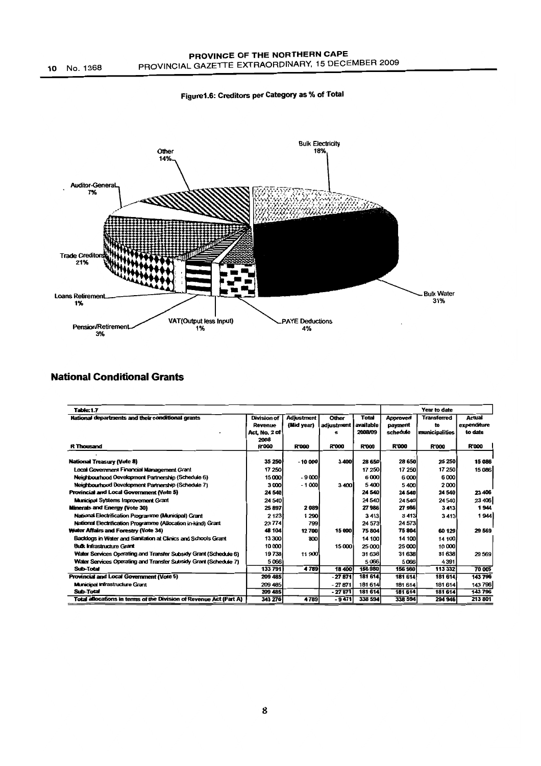Figure1.6: Creditors per Category as % of Total

Bulk Electricity 18%
Bulk Water 31%
PAYE Deductions 4%
VAT(Output less Input) 1%
Pension/Retirement 3%
Loans Retirement 1%
Trade Creditors 21%
Auditor-General 7%
Other 14%

## National Conditional Grants

| Table: 1.7 | | | | | Year to date | | |
|---|---|---|---|---|---|---|---|
| National departments and their conditional grants | Division of Revenue Act, No. 2 of 2008 | Adjustment (Mid year) | Other adjustments | Total available 2008/09 | Approved payment schedule | Transferred to municipalities | Actual expenditure to date |
| R Thousand | R'000 | R'000 | R'000 | R'000 | R'000 | R'000 | R'000 |
| **National Treasury (Vote 8)** | **35 250** | **-10 000** | **3 400** | **28 650** | **28 650** | **25 250** | **15 086** |
| Local Government Financial Management Grant | 17 250 | | | 17 250 | 17 250 | 17 250 | 15 086 |
| Neighbourhood Development Partnership (Schedule 6) | 15 000 | -9 000 | | 6 000 | 6 000 | 6 000 | |
| Neighbourhood Development Partnership (Schedule 7) | 3 000 | -1 000 | 3 400 | 5 400 | 5 400 | 2 000 | |
| **Provincial and Local Government (Vote 5)** | **24 540** | | | **24 540** | **24 540** | **24 540** | **23 406** |
| Municipal Systems Improvement Grant | 24 540 | | | 24 540 | 24 540 | 24 540 | 23 406 |
| **Minerals and Energy (Vote 30)** | **25 897** | **2 089** | | **27 986** | **27 986** | **3 413** | **1 944** |
| National Electrification Programme (Municipal) Grant | 2 123 | 1 290 | | 3 413 | 3 413 | 3 413 | 1 944 |
| National Electrification Programme (Allocation in-kind) Grant | 23 774 | 799 | | 24 573 | 24 573 | | |
| **Water Affairs and Forestry (Vote 34)** | **48 104** | **12 700** | **15 000** | **75 804** | **75 804** | **60 129** | **29 569** |
| Backlogs in Water and Sanitation at Clinics and Schools Grant | 13 300 | 800 | | 14 100 | 14 100 | 14 100 | |
| Bulk Infrastructure Grant | 10 000 | | 15 000 | 25 000 | 25 000 | 10 000 | |
| Water Services Operating and Transfer Subsidy Grant (Schedule 6) | 19 738 | 11 900 | | 31 638 | 31 638 | 31 638 | 29 569 |
| Water Services Operating and Transfer Subsidy Grant (Schedule 7) | 5 066 | | | 5 066 | 5 066 | 4 391 | |
| **Sub-Total** | **133 791** | **4 789** | **18 400** | **156 980** | **156 980** | **113 332** | **70 005** |
| **Provincial and Local Government (Vote 5)** | **209 485** | | **-27 871** | **181 614** | **181 614** | **181 614** | **143 796** |
| Municipal Infrastructure Grant | 209 485 | | -27 871 | 181 614 | 181 614 | 181 614 | 143 796 |
| **Sub-Total** | **209 485** | | **-27 871** | **181 614** | **181 614** | **181 614** | **143 796** |
| **Total allocations in terms of the Division of Revenue Act (Part A)** | **343 276** | **4 789** | **-9 471** | **338 594** | **338 594** | **294 946** | **213 801** |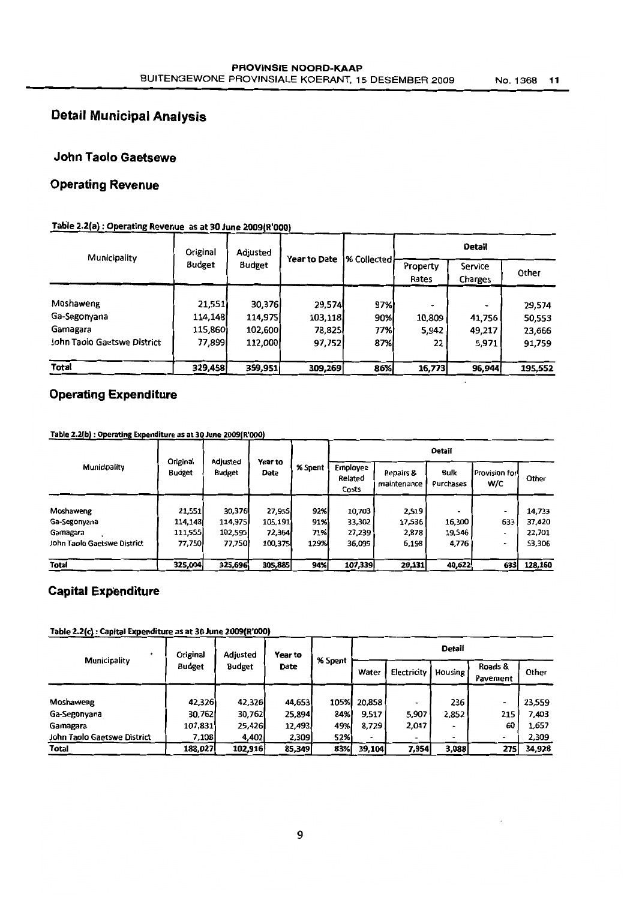## Detail Municipal Analysis

### John Taolo Gaetsewe

### Operating Revenue

**Table 2.2(a) : Operating Revenue as at 30 June 2009(R'000)**

| Municipality | Original Budget | Adjusted Budget | Year to Date | % Collected | Detail | | |
|---|---|---|---|---|---|---|---|
| | | | | | Property Rates | Service Charges | Other |
| Moshaweng | 21,551 | 30,376 | 29,574 | 97% | - | - | 29,574 |
| Ga-Segonyana | 114,148 | 114,975 | 103,118 | 90% | 10,809 | 41,756 | 50,553 |
| Gamagara | 115,860 | 102,600 | 78,825 | 77% | 5,942 | 49,217 | 23,666 |
| John Taolo Gaetswe District | 77,899 | 112,000 | 97,752 | 87% | 22 | 5,971 | 91,759 |
| **Total** | **329,458** | **359,951** | **309,269** | **86%** | **16,773** | **96,944** | **195,552** |

### Operating Expenditure

**Table 2.2(b) : Operating Expenditure as at 30 June 2009(R'000)**

| Municipality | Original Budget | Adjusted Budget | Year to Date | % Spent | Detail | | | | |
|---|---|---|---|---|---|---|---|---|---|
| | | | | | Employee Related Costs | Repairs & maintenance | Bulk Purchases | Provision for W/C | Other |
| Moshaweng | 21,551 | 30,376 | 27,955 | 92% | 10,703 | 2,519 | - | - | 14,733 |
| Ga-Segonyana | 114,148 | 114,975 | 105,191 | 91% | 33,302 | 17,536 | 16,300 | 633 | 37,420 |
| Gamagara | 111,555 | 102,595 | 72,364 | 71% | 27,239 | 2,878 | 19,546 | - | 22,701 |
| John Taolo Gaetswe District | 77,750 | 77,750 | 100,375 | 129% | 36,095 | 6,198 | 4,776 | - | 53,306 |
| **Total** | **325,004** | **325,696** | **305,885** | **94%** | **107,339** | **29,131** | **40,622** | **633** | **128,160** |

### Capital Expenditure

**Table 2.2(c) : Capital Expenditure as at 30 June 2009(R'000)**

| Municipality | Original Budget | Adjusted Budget | Year to Date | % Spent | Detail | | | | |
|---|---|---|---|---|---|---|---|---|---|
| | | | | | Water | Electricity | Housing | Roads & Pavement | Other |
| Moshaweng | 42,326 | 42,326 | 44,653 | 105% | 20,858 | - | 236 | - | 23,559 |
| Ga-Segonyana | 30,762 | 30,762 | 25,894 | 84% | 9,517 | 5,907 | 2,852 | 215 | 7,403 |
| Gamagara | 107,831 | 25,426 | 12,493 | 49% | 8,729 | 2,047 | - | 60 | 1,657 |
| John Taolo Gaetswe District | 7,108 | 4,402 | 2,309 | 52% | - | - | - | - | 2,309 |
| **Total** | **188,027** | **102,916** | **85,349** | **83%** | **39,104** | **7,954** | **3,088** | **275** | **34,928** |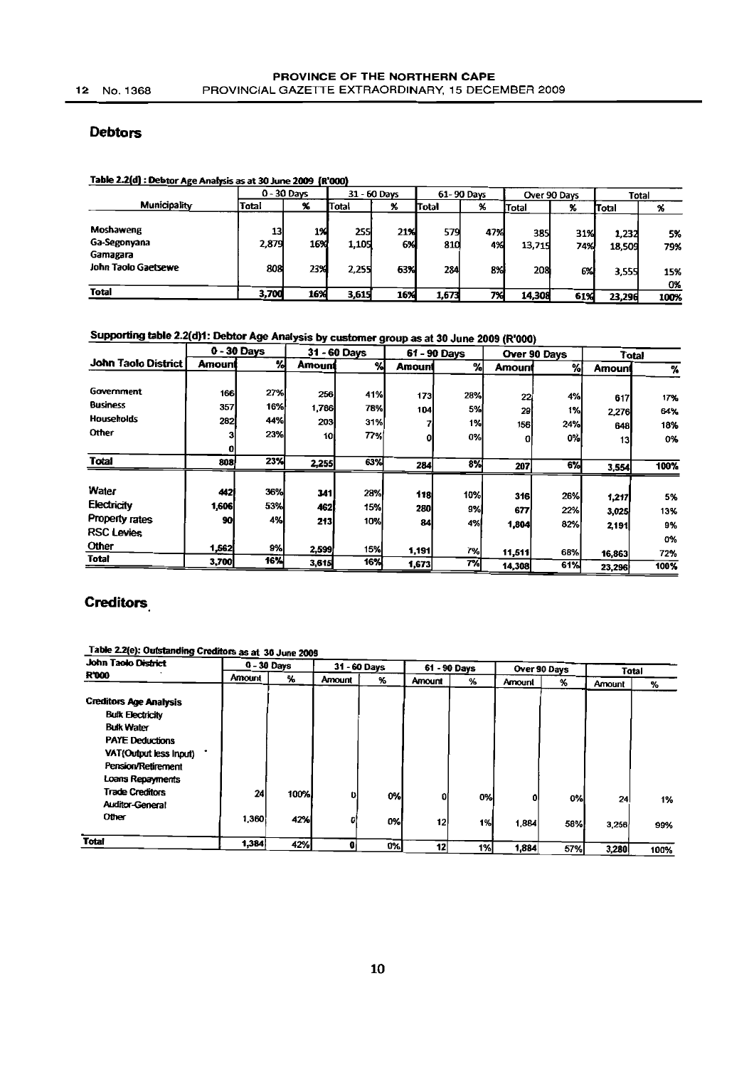## Debtors

**Table 2.2(d) : Debtor Age Analysis as at 30 June 2009 (R'000)**

| Municipality | 0 - 30 Days | | 31 - 60 Days | | 61- 90 Days | | Over 90 Days | | Total | |
|---|---|---|---|---|---|---|---|---|---|---|
| | Total | % | Total | % | Total | % | Total | % | Total | % |
| Moshaweng | 13 | 1% | 255 | 21% | 579 | 47% | 385 | 31% | 1,232 | 5% |
| Ga-Segonyana | 2,879 | 16% | 1,105 | 6% | 810 | 4% | 13,715 | 74% | 18,509 | 79% |
| Gamagara | | | | | | | | | | |
| John Taolo Gaetsewe | 808 | 23% | 2,255 | 63% | 284 | 8% | 208 | 6% | 3,555 | 15% |
| | | | | | | | | | | 0% |
| **Total** | 3,700 | 16% | 3,615 | 16% | 1,673 | 7% | 14,308 | 61% | 23,296 | 100% |

**Supporting table 2.2(d)1: Debtor Age Analysis by customer group as at 30 June 2009 (R'000)**

| John Taolo District | 0 - 30 Days | | 31 - 60 Days | | 61 - 90 Days | | Over 90 Days | | Total | |
|---|---|---|---|---|---|---|---|---|---|---|
| | Amount | % | Amount | % | Amount | % | Amount | % | Amount | % |
| Government | 166 | 27% | 256 | 41% | 173 | 28% | 22 | 4% | 617 | 17% |
| Business | 357 | 16% | 1,786 | 78% | 104 | 5% | 29 | 1% | 2,276 | 64% |
| Households | 282 | 44% | 203 | 31% | 7 | 1% | 156 | 24% | 648 | 18% |
| Other | 3 | 23% | 10 | 77% | 0 | 0% | 0 | 0% | 13 | 0% |
| | 0 | | | | | | | | | |
| **Total** | 808 | 23% | 2,255 | 63% | 284 | 8% | 207 | 6% | 3,554 | 100% |
| Water | 442 | 36% | 341 | 28% | 118 | 10% | 316 | 26% | 1,217 | 5% |
| Electricity | 1,606 | 53% | 462 | 15% | 280 | 9% | 677 | 22% | 3,025 | 13% |
| Property rates | 90 | 4% | 213 | 10% | 84 | 4% | 1,804 | 82% | 2,191 | 9% |
| RSC Levies | | | | | | | | | | 0% |
| Other | 1,562 | 9% | 2,599 | 15% | 1,191 | 7% | 11,511 | 68% | 16,863 | 72% |
| **Total** | 3,700 | 16% | 3,615 | 16% | 1,673 | 7% | 14,308 | 61% | 23,296 | 100% |

## Creditors

**Table 2.2(e): Outstanding Creditors as at 30 June 2009**

| John Taolo District R'000 | 0 - 30 Days | | 31 - 60 Days | | 61 - 90 Days | | Over 90 Days | | Total | |
|---|---|---|---|---|---|---|---|---|---|---|
| | Amount | % | Amount | % | Amount | % | Amount | % | Amount | % |
| **Creditors Age Analysis** | | | | | | | | | | |
| Bulk Electricity | | | | | | | | | | |
| Bulk Water | | | | | | | | | | |
| PAYE Deductions | | | | | | | | | | |
| VAT(Output less Input) | | | | | | | | | | |
| Pension/Retirement | | | | | | | | | | |
| Loans Repayments | | | | | | | | | | |
| Trade Creditors | 24 | 100% | 0 | 0% | 0 | 0% | 0 | 0% | 24 | 1% |
| Auditor-General | | | | | | | | | | |
| Other | 1,360 | 42% | 0 | 0% | 12 | 1% | 1,884 | 58% | 3,256 | 99% |
| **Total** | 1,384 | 42% | 0 | 0% | 12 | 1% | 1,884 | 57% | 3,280 | 100% |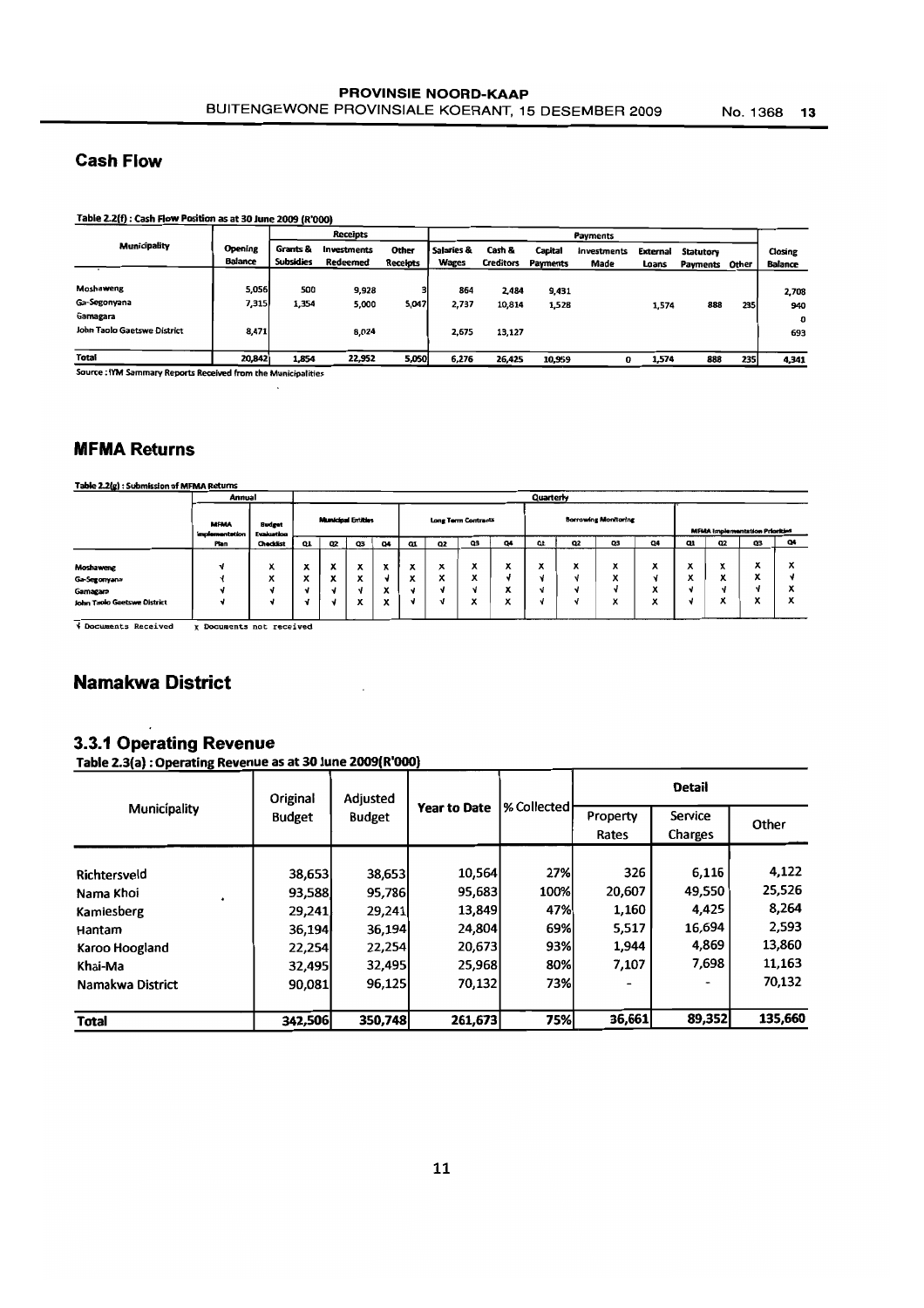## Cash Flow

**Table 2.2(f) : Cash Flow Position as at 30 June 2009 (R'000)**

| Municipality | Opening Balance | Receipts | | | | Payments | | | | | | | Closing Balance |
|---|---|---|---|---|---|---|---|---|---|---|---|---|---|
| | | Grants & Subsidies | Investments Redeemed | Other Receipts | Salaries & Wages | Cash & Creditors | Capital Payments | Investments Made | External Loans | Statutory Payments | Other | |
| Moshaweng | 5,056 | 500 | 9,928 | 3 | 864 | 2,484 | 9,431 | | | | | 2,708 |
| Ga-Segonyana | 7,315 | 1,354 | 5,000 | 5,047 | 2,737 | 10,814 | 1,528 | | 1,574 | 888 | 235 | 940 |
| Gamagara | | | | | | | | | | | | 0 |
| John Taolo Gaetswe District | 8,471 | | 8,024 | | 2,675 | 13,127 | | | | | | 693 |
| **Total** | **20,842** | **1,854** | **22,952** | **5,050** | **6,276** | **26,425** | **10,959** | **0** | **1,574** | **888** | **235** | **4,341** |

Source : IYM Sammary Reports Received from the Municipalities

## MFMA Returns

**Table 2.2(g) : Submission of MFMA Returns**

| | Annual | | Quarterly | | | | | | | | | | | | | | | |
|---|---|---|---|---|---|---|---|---|---|---|---|---|---|---|---|---|---|---|
| | MFMA implementation Plan | Budget Evaluation Checklist | Municipal Entities | | | | Long Term Contracts | | | | Borrowing Monitoring | | | | MFMA Implementation Priorities | | | |
| | | | Q1 | Q2 | Q3 | Q4 | Q1 | Q2 | Q3 | Q4 | Q1 | Q2 | Q3 | Q4 | Q1 | Q2 | Q3 | Q4 |
| Moshaweng | √ | x | x | x | x | x | x | x | x | x | x | x | x | x | x | x | x | x |
| Ga-Segonyana | √ | x | x | x | x | √ | x | x | x | √ | √ | √ | x | √ | x | x | x | √ |
| Gamagara | √ | √ | √ | √ | √ | x | √ | √ | √ | x | √ | √ | √ | x | √ | √ | √ | x |
| John Taolo Gaetswe District | √ | √ | √ | √ | x | x | √ | √ | x | x | √ | √ | x | x | √ | x | x | x |

√ Documents Received  x Documents not received

## Namakwa District

### 3.3.1 Operating Revenue

**Table 2.3(a) : Operating Revenue as at 30 June 2009(R'000)**

| Municipality | Original Budget | Adjusted Budget | Year to Date | % Collected | Detail | | |
|---|---|---|---|---|---|---|---|
| | | | | | Property Rates | Service Charges | Other |
| Richtersveld | 38,653 | 38,653 | 10,564 | 27% | 326 | 6,116 | 4,122 |
| Nama Khoi | 93,588 | 95,786 | 95,683 | 100% | 20,607 | 49,550 | 25,526 |
| Kamiesberg | 29,241 | 29,241 | 13,849 | 47% | 1,160 | 4,425 | 8,264 |
| Hantam | 36,194 | 36,194 | 24,804 | 69% | 5,517 | 16,694 | 2,593 |
| Karoo Hoogland | 22,254 | 22,254 | 20,673 | 93% | 1,944 | 4,869 | 13,860 |
| Khai-Ma | 32,495 | 32,495 | 25,968 | 80% | 7,107 | 7,698 | 11,163 |
| Namakwa District | 90,081 | 96,125 | 70,132 | 73% | - | - | 70,132 |
| **Total** | **342,506** | **350,748** | **261,673** | **75%** | **36,661** | **89,352** | **135,660** |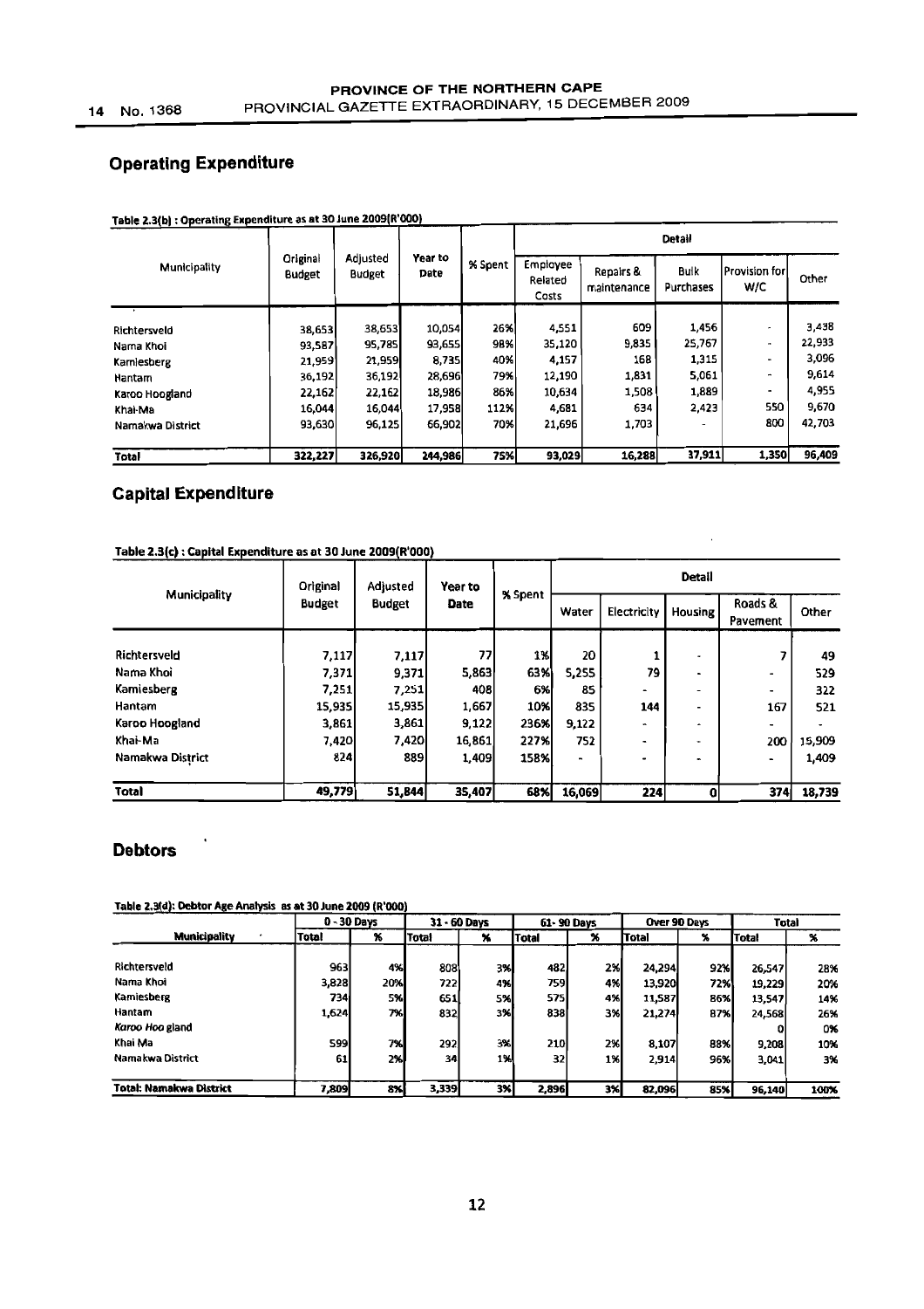## Operating Expenditure

**Table 2.3(b) : Operating Expenditure as at 30 June 2009(R'000)**

| Municipality | Original Budget | Adjusted Budget | Year to Date | % Spent | Detail | | | | |
|---|---|---|---|---|---|---|---|---|---|
| | | | | | Employee Related Costs | Repairs & maintenance | Bulk Purchases | Provision for W/C | Other |
| Richtersveld | 38,653 | 38,653 | 10,054 | 26% | 4,551 | 609 | 1,456 | - | 3,438 |
| Nama Khoi | 93,587 | 95,785 | 93,655 | 98% | 35,120 | 9,835 | 25,767 | - | 22,933 |
| Kamiesberg | 21,959 | 21,959 | 8,735 | 40% | 4,157 | 168 | 1,315 | - | 3,096 |
| Hantam | 36,192 | 36,192 | 28,696 | 79% | 12,190 | 1,831 | 5,061 | - | 9,614 |
| Karoo Hoogland | 22,162 | 22,162 | 18,986 | 86% | 10,634 | 1,508 | 1,889 | - | 4,955 |
| Khai-Ma | 16,044 | 16,044 | 17,958 | 112% | 4,681 | 634 | 2,423 | 550 | 9,670 |
| Namakwa District | 93,630 | 96,125 | 66,902 | 70% | 21,696 | 1,703 | - | 800 | 42,703 |
| **Total** | **322,227** | **326,920** | **244,986** | **75%** | **93,029** | **16,288** | **37,911** | **1,350** | **96,409** |

## Capital Expenditure

**Table 2.3(c) : Capital Expenditure as at 30 June 2009(R'000)**

| Municipality | Original Budget | Adjusted Budget | Year to Date | % Spent | Detail | | | | |
|---|---|---|---|---|---|---|---|---|---|
| | | | | | Water | Electricity | Housing | Roads & Pavement | Other |
| Richtersveld | 7,117 | 7,117 | 77 | 1% | 20 | 1 | - | 7 | 49 |
| Nama Khoi | 7,371 | 9,371 | 5,863 | 63% | 5,255 | 79 | - | - | 529 |
| Kamiesberg | 7,251 | 7,251 | 408 | 6% | 85 | - | - | - | 322 |
| Hantam | 15,935 | 15,935 | 1,667 | 10% | 835 | 144 | - | 167 | 521 |
| Karoo Hoogland | 3,861 | 3,861 | 9,122 | 236% | 9,122 | - | - | - | - |
| Khai-Ma | 7,420 | 7,420 | 16,861 | 227% | 752 | - | - | 200 | 15,909 |
| Namakwa District | 824 | 889 | 1,409 | 158% | - | - | - | - | 1,409 |
| **Total** | **49,779** | **51,844** | **35,407** | **68%** | **16,069** | **224** | **0** | **374** | **18,739** |

## Debtors

**Table 2.3(d): Debtor Age Analysis as at 30 June 2009 (R'000)**

| Municipality | 0 - 30 Days | | 31 - 60 Days | | 61- 90 Days | | Over 90 Days | | Total | |
|---|---|---|---|---|---|---|---|---|---|---|
| | Total | % | Total | % | Total | % | Total | % | Total | % |
| Richtersveld | 963 | 4% | 808 | 3% | 482 | 2% | 24,294 | 92% | 26,547 | 28% |
| Nama Khoi | 3,828 | 20% | 722 | 4% | 759 | 4% | 13,920 | 72% | 19,229 | 20% |
| Kamiesberg | 734 | 5% | 651 | 5% | 575 | 4% | 11,587 | 86% | 13,547 | 14% |
| Hantam | 1,624 | 7% | 832 | 3% | 838 | 3% | 21,274 | 87% | 24,568 | 26% |
| Karoo Hoogland | | | | | | | | | 0 | 0% |
| Khai Ma | 599 | 7% | 292 | 3% | 210 | 2% | 8,107 | 88% | 9,208 | 10% |
| Namakwa District | 61 | 2% | 34 | 1% | 32 | 1% | 2,914 | 96% | 3,041 | 3% |
| **Total: Namakwa District** | **7,809** | **8%** | **3,339** | **3%** | **2,896** | **3%** | **82,096** | **85%** | **96,140** | **100%** |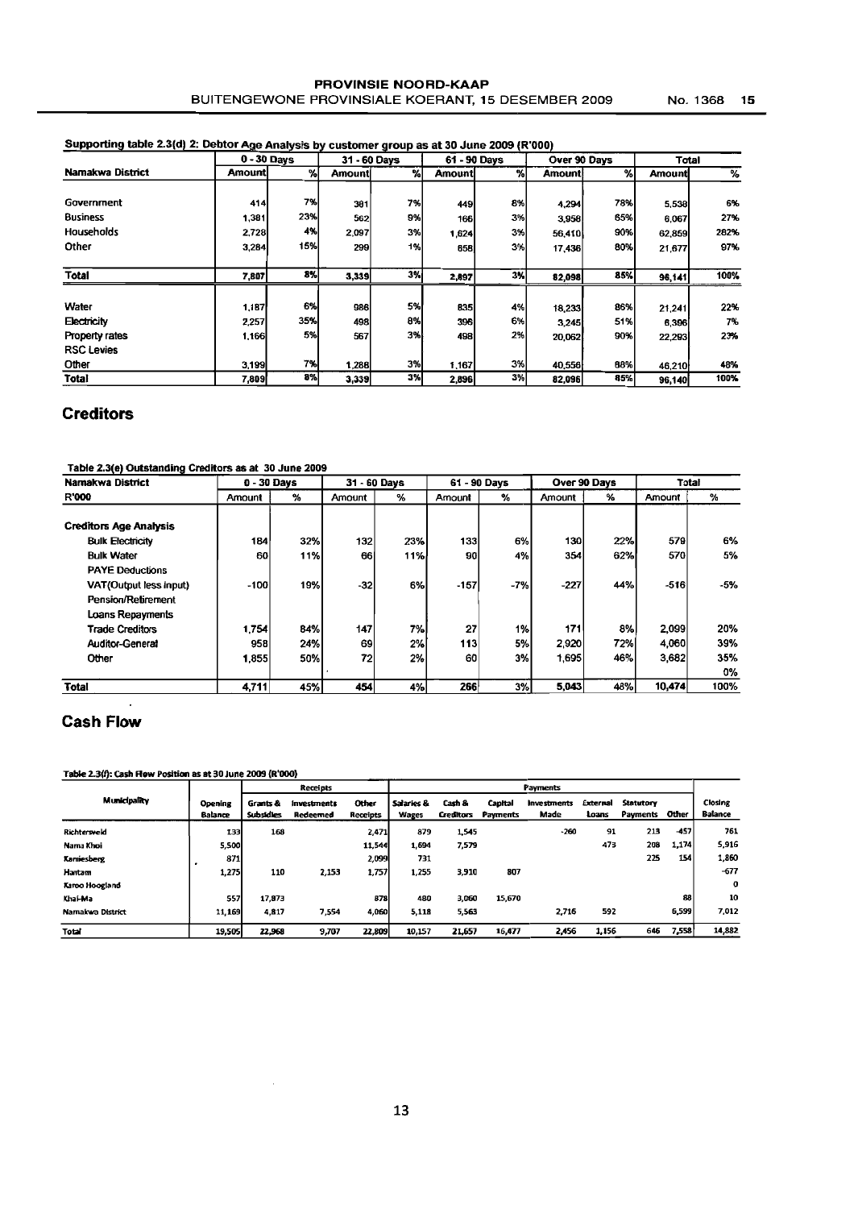**Supporting table 2.3(d) 2: Debtor Age Analysis by customer group as at 30 June 2009 (R'000)**

| Namakwa District | 0 - 30 Days | | 31 - 60 Days | | 61 - 90 Days | | Over 90 Days | | Total | |
|---|---|---|---|---|---|---|---|---|---|---|
| | Amount | % | Amount | % | Amount | % | Amount | % | Amount | % |
| Government | 414 | 7% | 381 | 7% | 449 | 8% | 4,294 | 78% | 5,538 | 6% |
| Business | 1,381 | 23% | 562 | 9% | 166 | 3% | 3,958 | 65% | 6,067 | 27% |
| Households | 2,728 | 4% | 2,097 | 3% | 1,624 | 3% | 56,410 | 90% | 62,859 | 282% |
| Other | 3,284 | 15% | 299 | 1% | 658 | 3% | 17,436 | 80% | 21,677 | 97% |
| **Total** | 7,807 | 8% | 3,339 | 3% | 2,897 | 3% | 82,098 | 85% | 96,141 | 100% |
| Water | 1,187 | 6% | 986 | 5% | 835 | 4% | 18,233 | 86% | 21,241 | 22% |
| Electricity | 2,257 | 35% | 498 | 8% | 396 | 6% | 3,245 | 51% | 6,396 | 7% |
| Property rates | 1,166 | 5% | 567 | 3% | 498 | 2% | 20,062 | 90% | 22,293 | 23% |
| RSC Levies | | | | | | | | | | |
| Other | 3,199 | 7% | 1,288 | 3% | 1,167 | 3% | 40,556 | 88% | 46,210 | 48% |
| **Total** | 7,809 | 8% | 3,339 | 3% | 2,896 | 3% | 82,096 | 85% | 96,140 | 100% |

## Creditors

**Table 2.3(e) Outstanding Creditors as at 30 June 2009**

| Namakwa District | 0 - 30 Days | | 31 - 60 Days | | 61 - 90 Days | | Over 90 Days | | Total | |
|---|---|---|---|---|---|---|---|---|---|---|
| R'000 | Amount | % | Amount | % | Amount | % | Amount | % | Amount | % |
| **Creditors Age Analysis** | | | | | | | | | | |
| Bulk Electricity | 184 | 32% | 132 | 23% | 133 | 6% | 130 | 22% | 579 | 6% |
| Bulk Water | 60 | 11% | 66 | 11% | 90 | 4% | 354 | 62% | 570 | 5% |
| PAYE Deductions | | | | | | | | | | |
| VAT(Output less input) | -100 | 19% | -32 | 6% | -157 | -7% | -227 | 44% | -516 | -5% |
| Pension/Retirement | | | | | | | | | | |
| Loans Repayments | | | | | | | | | | |
| Trade Creditors | 1,754 | 84% | 147 | 7% | 27 | 1% | 171 | 8% | 2,099 | 20% |
| Auditor-General | 958 | 24% | 69 | 2% | 113 | 5% | 2,920 | 72% | 4,060 | 39% |
| Other | 1,855 | 50% | 72 | 2% | 60 | 3% | 1,695 | 46% | 3,682 | 35% |
| | | | | | | | | | | 0% |
| **Total** | 4,711 | 45% | 454 | 4% | 266 | 3% | 5,043 | 48% | 10,474 | 100% |

## Cash Flow

**Table 2.3(f): Cash Flow Position as at 30 June 2009 (R'000)**

| Municipality | Opening Balance | Receipts | | | Payments | | | | | | | Closing Balance |
|---|---|---|---|---|---|---|---|---|---|---|---|---|
| | | Grants & Subsidies | Investments Redeemed | Other Receipts | Salaries & Wages | Cash & Creditors | Capital Payments | Investments Made | External Loans | Statutory Payments | Other | |
| Richtersveld | 133 | 168 | | 2,471 | 879 | 1,545 | | -260 | 91 | 213 | -457 | 761 |
| Nama Khoi | 5,500 | | | 11,544 | 1,694 | 7,579 | | | 473 | 208 | 1,174 | 5,916 |
| Kamiesberg | 871 | | | 2,099 | 731 | | | | | 225 | 154 | 1,860 |
| Hantam | 1,275 | 110 | 2,153 | 1,757 | 1,255 | 3,910 | 807 | | | | | -677 |
| Karoo Hoogland | | | | | | | | | | | | 0 |
| Khai-Ma | 557 | 17,873 | | 878 | 480 | 3,060 | 15,670 | | | | 88 | 10 |
| Namakwa District | 11,169 | 4,817 | 7,554 | 4,060 | 5,118 | 5,563 | | 2,716 | 592 | | 6,599 | 7,012 |
| **Total** | 19,505 | 22,968 | 9,707 | 22,809 | 10,157 | 21,657 | 16,477 | 2,456 | 1,156 | 646 | 7,558 | 14,882 |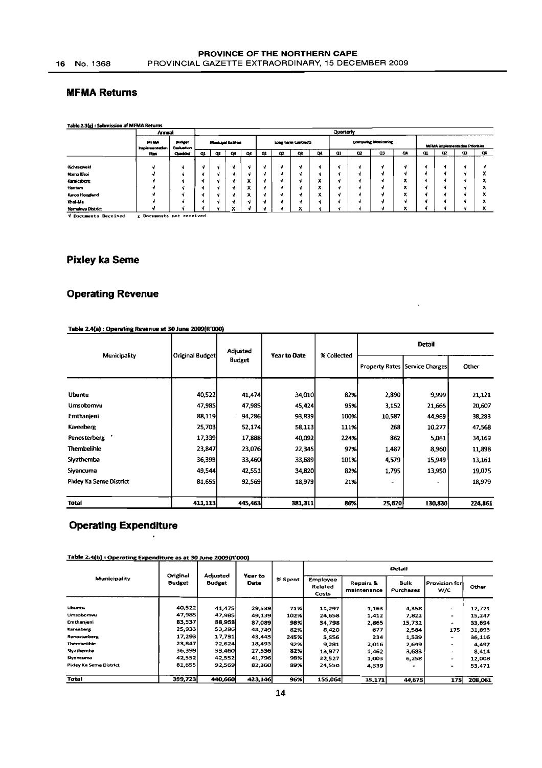## MFMA Returns

**Table 2.3(g) : Submission of MFMA Returns**

| | Annual | | Quarterly | | | | | | | | | | | | | | | | | |
|---|---|---|---|---|---|---|---|---|---|---|---|---|---|---|---|---|---|---|---|---|
| | MFMA Implementation Plan | Budget Evaluation Checklist | Municipal Entities | | | | Long Term Contracts | | | | Borrowing Monitoring | | | | MFMA Implementation Priorities | | | | | |
| | | | Q1 | Q2 | Q3 | Q4 | Q1 | Q2 | Q3 | Q4 | Q1 | Q2 | Q3 | Q4 | Q1 | Q2 | Q3 | Q4 | | |
| Richtersveld | √ | √ | √ | √ | √ | √ | √ | √ | √ | √ | √ | √ | √ | √ | √ | √ | √ | √ | | |
| Nama Khoi | √ | √ | √ | √ | √ | √ | √ | √ | √ | √ | √ | √ | √ | √ | √ | √ | √ | x | | |
| Kamiesberg | √ | √ | √ | √ | √ | x | √ | √ | √ | x | √ | √ | √ | x | √ | √ | √ | x | | |
| Hantam | √ | √ | √ | √ | √ | x | √ | √ | √ | x | √ | √ | √ | x | √ | √ | √ | x | | |
| Karoo Hoogland | √ | √ | √ | √ | √ | x | √ | √ | √ | x | √ | √ | √ | x | √ | √ | √ | x | | |
| Khai-Ma | √ | √ | √ | √ | √ | √ | √ | √ | √ | √ | √ | √ | √ | √ | √ | √ | √ | x | | |
| Namakwa District | √ | √ | √ | √ | x | √ | √ | √ | x | √ | √ | √ | √ | x | √ | √ | √ | x | | |

√ Documents Received    x Documents not received

## Pixley ka Seme

## Operating Revenue

**Table 2.4(a) : Operating Revenue at 30 June 2009(R'000)**

| Municipality | Original Budget | Adjusted Budget | Year to Date | % Collected | Detail | | |
|---|---|---|---|---|---|---|---|
| | | | | | Property Rates | Service Charges | Other |
| Ubuntu | 40,522 | 41,474 | 34,010 | 82% | 2,890 | 9,999 | 21,121 |
| Umsobomvu | 47,985 | 47,985 | 45,424 | 95% | 3,152 | 21,665 | 20,607 |
| Emthanjeni | 88,119 | 94,286 | 93,839 | 100% | 10,587 | 44,969 | 38,283 |
| Kareeberg | 25,703 | 52,174 | 58,113 | 111% | 268 | 10,277 | 47,568 |
| Renosterberg | 17,339 | 17,888 | 40,092 | 224% | 862 | 5,061 | 34,169 |
| Thembelihle | 23,847 | 23,076 | 22,345 | 97% | 1,487 | 8,960 | 11,898 |
| Siyathemba | 36,399 | 33,460 | 33,689 | 101% | 4,579 | 15,949 | 13,161 |
| Siyancuma | 49,544 | 42,551 | 34,820 | 82% | 1,795 | 13,950 | 19,075 |
| Pixley Ka Seme District | 81,655 | 92,569 | 18,979 | 21% | - | - | 18,979 |
| **Total** | **411,113** | **445,463** | **381,311** | **86%** | **25,620** | **130,830** | **224,861** |

## Operating Expenditure

**Table 2.4(b) : Operating Expenditure as at 30 June 2009(R'000)**

| Municipality | Original Budget | Adjusted Budget | Year to Date | % Spent | Detail | | | | |
|---|---|---|---|---|---|---|---|---|---|
| | | | | | Employee Related Costs | Repairs & maintenance | Bulk Purchases | Provision for W/C | Other |
| Ubuntu | 40,522 | 41,475 | 29,539 | 71% | 11,297 | 1,163 | 4,358 | - | 12,721 |
| Umsobomvu | 47,985 | 47,985 | 49,139 | 102% | 24,658 | 1,412 | 7,822 | - | 15,247 |
| Emthanjeni | 83,537 | 88,958 | 87,089 | 98% | 34,798 | 2,865 | 15,732 | - | 33,694 |
| Kareeberg | 25,933 | 53,296 | 43,749 | 82% | 8,420 | 677 | 2,584 | 175 | 31,893 |
| Renosterberg | 17,293 | 17,731 | 43,445 | 245% | 5,556 | 234 | 1,539 | - | 36,116 |
| Thembelihle | 23,847 | 22,624 | 18,493 | 82% | 9,281 | 2,016 | 2,699 | - | 4,497 |
| Siyathemba | 36,399 | 33,460 | 27,536 | 82% | 13,977 | 1,462 | 3,683 | - | 8,414 |
| Siyancuma | 42,552 | 42,552 | 41,796 | 98% | 22,527 | 1,003 | 6,258 | - | 12,008 |
| Pixley Ka Seme District | 81,655 | 92,569 | 82,360 | 89% | 24,550 | 4,339 | - | - | 53,471 |
| **Total** | **399,723** | **440,660** | **423,146** | **96%** | **155,064** | **15,171** | **44,675** | **175** | **208,061** |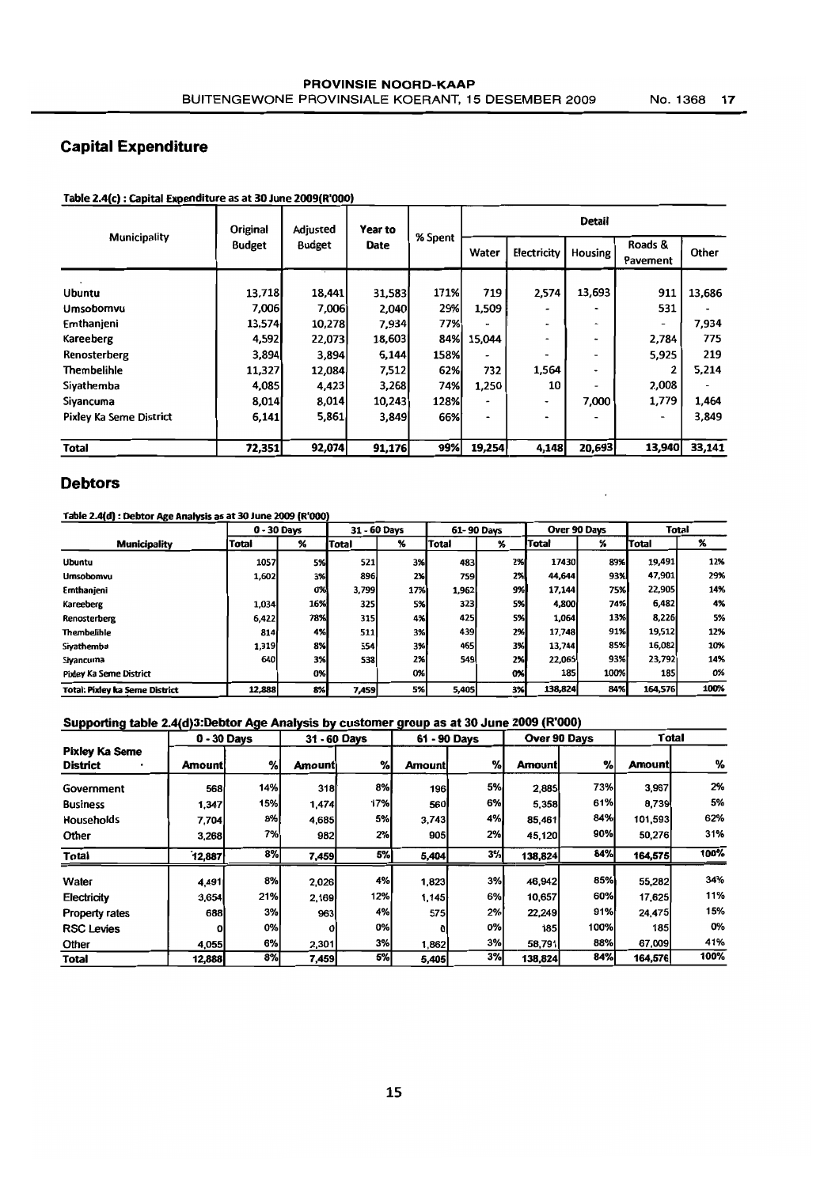## Capital Expenditure

**Table 2.4(c) : Capital Expenditure as at 30 June 2009(R'000)**

| Municipality | Original Budget | Adjusted Budget | Year to Date | % Spent | Detail | | | | |
|---|---|---|---|---|---|---|---|---|---|
| | | | | | Water | Electricity | Housing | Roads & Pavement | Other |
| Ubuntu | 13,718 | 18,441 | 31,583 | 171% | 719 | 2,574 | 13,693 | 911 | 13,686 |
| Umsobomvu | 7,006 | 7,006 | 2,040 | 29% | 1,509 | - | - | 531 | - |
| Emthanjeni | 13,574 | 10,278 | 7,934 | 77% | - | - | - | - | 7,934 |
| Kareeberg | 4,592 | 22,073 | 18,603 | 84% | 15,044 | - | - | 2,784 | 775 |
| Renosterberg | 3,894 | 3,894 | 6,144 | 158% | - | - | - | 5,925 | 219 |
| Thembelihle | 11,327 | 12,084 | 7,512 | 62% | 732 | 1,564 | - | 2 | 5,214 |
| Siyathemba | 4,085 | 4,423 | 3,268 | 74% | 1,250 | 10 | - | 2,008 | - |
| Siyancuma | 8,014 | 8,014 | 10,243 | 128% | - | - | 7,000 | 1,779 | 1,464 |
| Pixley Ka Seme District | 6,141 | 5,861 | 3,849 | 66% | - | - | - | - | 3,849 |
| **Total** | **72,351** | **92,074** | **91,176** | **99%** | **19,254** | **4,148** | **20,693** | **13,940** | **33,141** |

## Debtors

**Table 2.4(d) : Debtor Age Analysis as at 30 June 2009 (R'000)**

| Municipality | 0 - 30 Days | | 31 - 60 Days | | 61- 90 Days | | Over 90 Days | | Total | |
|---|---|---|---|---|---|---|---|---|---|---|
| | Total | % | Total | % | Total | % | Total | % | Total | % |
| Ubuntu | 1057 | 5% | 521 | 3% | 483 | 2% | 17430 | 89% | 19,491 | 12% |
| Umsobomvu | 1,602 | 3% | 896 | 2% | 759 | 2% | 44,644 | 93% | 47,901 | 29% |
| Emthanjeni | | 0% | 3,799 | 17% | 1,962 | 9% | 17,144 | 75% | 22,905 | 14% |
| Kareeberg | 1,034 | 16% | 325 | 5% | 323 | 5% | 4,800 | 74% | 6,482 | 4% |
| Renosterberg | 6,422 | 78% | 315 | 4% | 425 | 5% | 1,064 | 13% | 8,226 | 5% |
| Thembelihle | 814 | 4% | 511 | 3% | 439 | 2% | 17,748 | 91% | 19,512 | 12% |
| Siyathemba | 1,319 | 8% | 554 | 3% | 465 | 3% | 13,744 | 85% | 16,082 | 10% |
| Siyancuma | 640 | 3% | 538 | 2% | 549 | 2% | 22,065 | 93% | 23,792 | 14% |
| Pixley Ka Seme District | | 0% | | 0% | | 0% | 185 | 100% | 185 | 0% |
| **Total: Pixley ka Seme District** | **12,888** | **8%** | **7,459** | **5%** | **5,405** | **3%** | **138,824** | **84%** | **164,576** | **100%** |

**Supporting table 2.4(d)3:Debtor Age Analysis by customer group as at 30 June 2009 (R'000)**

| Pixley Ka Seme District | 0 - 30 Days | | 31 - 60 Days | | 61 - 90 Days | | Over 90 Days | | Total | |
|---|---|---|---|---|---|---|---|---|---|---|
| | Amount | % | Amount | % | Amount | % | Amount | % | Amount | % |
| Government | 568 | 14% | 318 | 8% | 196 | 5% | 2,885 | 73% | 3,967 | 2% |
| Business | 1,347 | 15% | 1,474 | 17% | 560 | 6% | 5,358 | 61% | 8,739 | 5% |
| Households | 7,704 | 8% | 4,685 | 5% | 3,743 | 4% | 85,461 | 84% | 101,593 | 62% |
| Other | 3,268 | 7% | 982 | 2% | 905 | 2% | 45,120 | 90% | 50,276 | 31% |
| **Total** | **12,887** | **8%** | **7,459** | **5%** | **5,404** | **3%** | **138,824** | **84%** | **164,575** | **100%** |
| Water | 4,491 | 8% | 2,026 | 4% | 1,823 | 3% | 46,942 | 85% | 55,282 | 34% |
| Electricity | 3,654 | 21% | 2,169 | 12% | 1,145 | 6% | 10,657 | 60% | 17,625 | 11% |
| Property rates | 688 | 3% | 963 | 4% | 575 | 2% | 22,249 | 91% | 24,475 | 15% |
| RSC Levies | 0 | 0% | 0 | 0% | 0 | 0% | 185 | 100% | 185 | 0% |
| Other | 4,055 | 6% | 2,301 | 3% | 1,862 | 3% | 58,791 | 88% | 67,009 | 41% |
| **Total** | **12,888** | **8%** | **7,459** | **5%** | **5,405** | **3%** | **138,824** | **84%** | **164,576** | **100%** |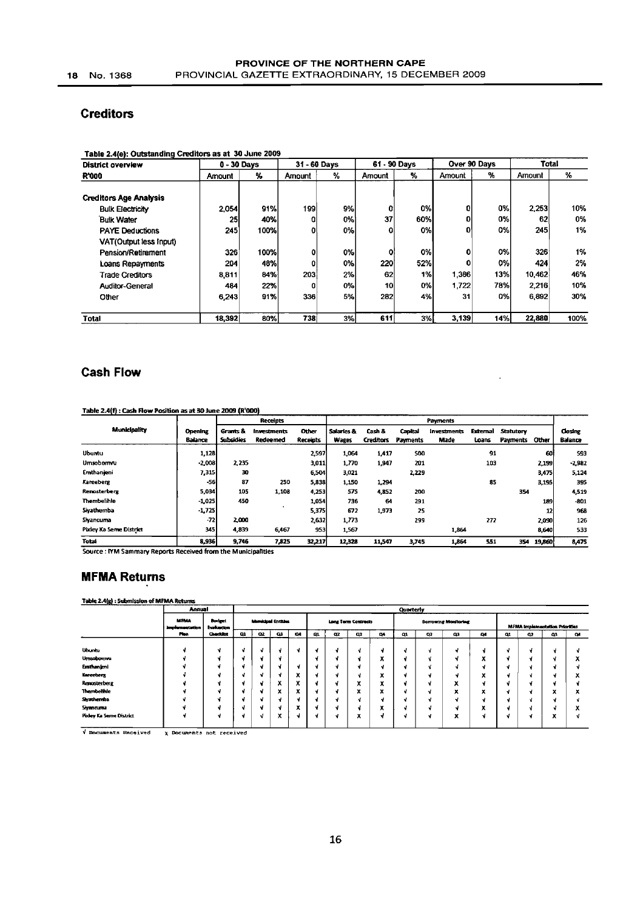## Creditors

**Table 2.4(e): Outstanding Creditors as at 30 June 2009**

| District overview | 0 - 30 Days | | 31 - 60 Days | | 61 - 90 Days | | Over 90 Days | | Total | |
|---|---|---|---|---|---|---|---|---|---|---|
| R'000 | Amount | % | Amount | % | Amount | % | Amount | % | Amount | % |
| **Creditors Age Analysis** | | | | | | | | | | |
| Bulk Electricity | 2,054 | 91% | 199 | 9% | 0 | 0% | 0 | 0% | 2,253 | 10% |
| Bulk Water | 25 | 40% | 0 | 0% | 37 | 60% | 0 | 0% | 62 | 0% |
| PAYE Deductions | 245 | 100% | 0 | 0% | 0 | 0% | 0 | 0% | 245 | 1% |
| VAT(Output less Input) | | | | | | | | | | |
| Pension/Retirement | 326 | 100% | 0 | 0% | 0 | 0% | 0 | 0% | 326 | 1% |
| Loans Repayments | 204 | 48% | 0 | 0% | 220 | 52% | 0 | 0% | 424 | 2% |
| Trade Creditors | 8,811 | 84% | 203 | 2% | 62 | 1% | 1,386 | 13% | 10,462 | 46% |
| Auditor-General | 484 | 22% | 0 | 0% | 10 | 0% | 1,722 | 78% | 2,216 | 10% |
| Other | 6,243 | 91% | 336 | 5% | 282 | 4% | 31 | 0% | 6,892 | 30% |
| **Total** | **18,392** | **80%** | **738** | **3%** | **611** | **3%** | **3,139** | **14%** | **22,880** | **100%** |

## Cash Flow

**Table 2.4(f) : Cash Flow Position as at 30 June 2009 (R'000)**

| Municipality | Opening Balance | Receipts | | | Payments | | | | | | | Closing Balance |
|---|---|---|---|---|---|---|---|---|---|---|---|---|
| | | Grants & Subsidies | Investments Redeemed | Other Receipts | Salaries & Wages | Cash & Creditors | Capital Payments | Investments Made | External Loans | Statutory Payments | Other | |
| Ubuntu | 1,128 | | | 2,597 | 1,064 | 1,417 | 500 | | 91 | | 60 | 593 |
| Umsobomvu | -2,008 | 2,235 | | 3,011 | 1,770 | 1,947 | 201 | | 103 | | 2,199 | -2,982 |
| Emthanjeni | 7,315 | 30 | | 6,504 | 3,021 | | 2,229 | | | | 3,475 | 5,124 |
| Kareeberg | -56 | 87 | 250 | 5,838 | 1,150 | 1,294 | | | 85 | | 3,195 | 395 |
| Renosterberg | 5,034 | 105 | 1,108 | 4,253 | 575 | 4,852 | 200 | | | 354 | | 4,519 |
| Thembelihle | -1,025 | 450 | | 1,054 | 736 | 64 | 291 | | | | 189 | -801 |
| Siyathemba | -1,725 | | | 5,375 | 672 | 1,973 | 25 | | | | 12 | 968 |
| Siyancuma | -72 | 2,000 | | 2,632 | 1,773 | | 299 | | 272 | | 2,090 | 126 |
| Pixley Ka Seme District | 345 | 4,839 | 6,467 | 953 | 1,567 | | | 1,864 | | | 8,640 | 533 |
| **Total** | **8,936** | **9,746** | **7,825** | **32,217** | **12,328** | **11,547** | **3,745** | **1,864** | **551** | **354** | **19,860** | **8,475** |

Source : IYM Sammary Reports Received from the Municipalities

## MFMA Returns

**Table 2.4(g) : Submission of MFMA Returns**

| | Annual | | Quarterly | | | | | | | | | | | | | | | |
|---|---|---|---|---|---|---|---|---|---|---|---|---|---|---|---|---|---|---|
| | MFMA Implementation Plan | Budget Evaluation Checklist | Municipal Entities | | | | Long Term Contracts | | | | Borrowing Monitoring | | | | MFMA Implementation Priorities | | | |
| | | | Q1 | Q2 | Q3 | Q4 | Q1 | Q2 | Q3 | Q4 | Q1 | Q2 | Q3 | Q4 | Q1 | Q2 | Q3 | Q4 |
| Ubuntu | √ | √ | √ | √ | √ | √ | √ | √ | √ | √ | √ | √ | √ | √ | √ | √ | √ | √ |
| Umsobomvu | √ | √ | √ | √ | √ | | √ | √ | √ | x | √ | √ | √ | x | √ | √ | √ | x |
| Emthanjeni | √ | √ | √ | √ | √ | √ | √ | √ | √ | √ | √ | √ | √ | √ | √ | √ | √ | √ |
| Kareeberg | √ | √ | √ | √ | √ | x | √ | √ | √ | x | √ | √ | √ | x | √ | √ | √ | x |
| Renosterberg | √ | √ | √ | √ | x | x | √ | √ | x | x | √ | √ | x | √ | √ | √ | √ | √ |
| Thembelihle | √ | √ | √ | √ | x | x | √ | √ | x | x | √ | √ | x | x | √ | √ | x | x |
| Siyathemba | √ | √ | √ | √ | √ | √ | √ | √ | √ | √ | √ | √ | √ | √ | √ | √ | √ | √ |
| Siyancuma | √ | √ | √ | √ | √ | x | √ | √ | √ | x | √ | √ | √ | x | √ | √ | √ | x |
| Pixley Ka Seme District | √ | √ | √ | √ | x | √ | √ | √ | x | √ | √ | √ | x | √ | √ | √ | x | √ |

√ Documents Received &nbsp;&nbsp; x Documents not received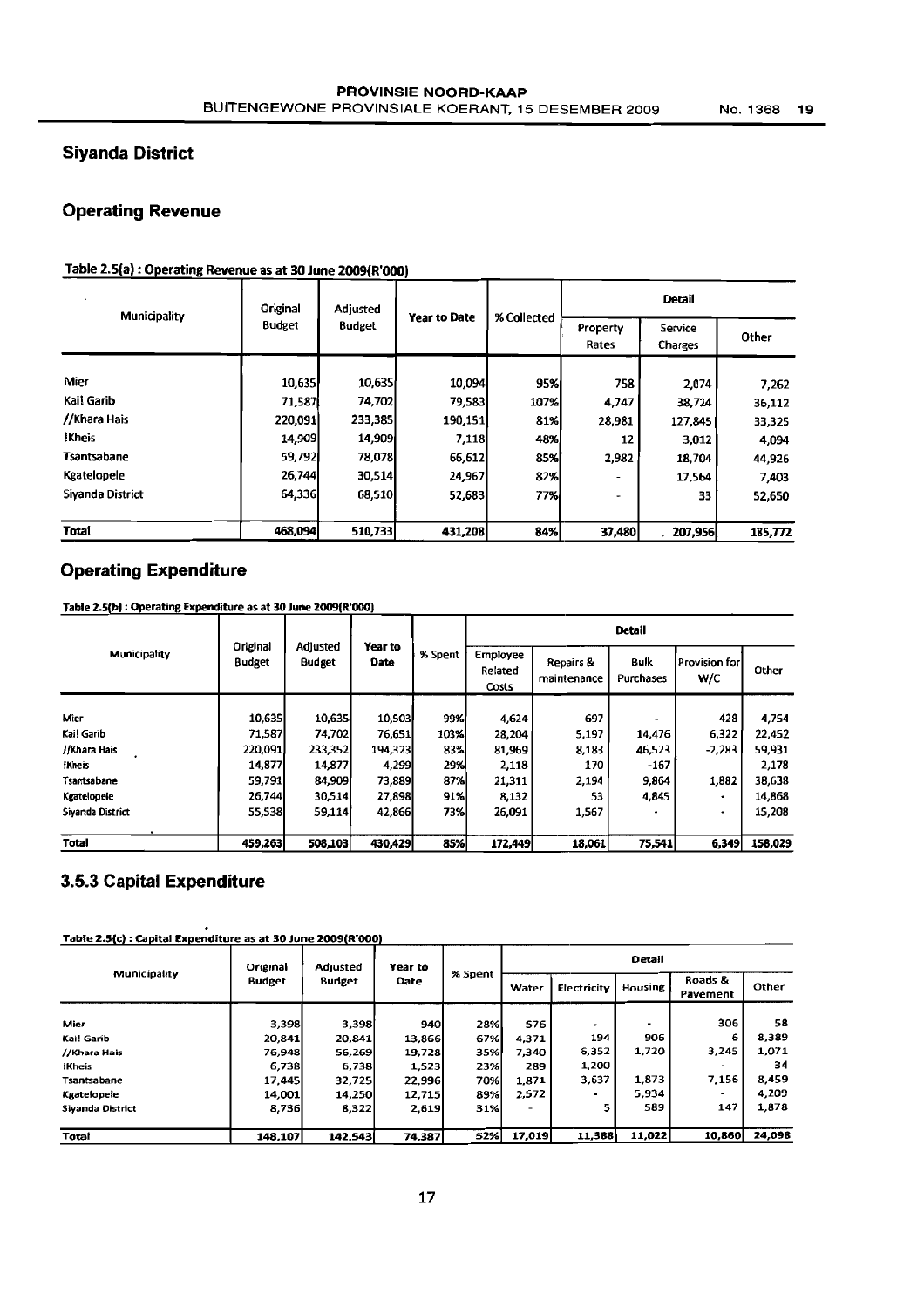## Siyanda District

### Operating Revenue

**Table 2.5(a) : Operating Revenue as at 30 June 2009(R'000)**

| Municipality | Original Budget | Adjusted Budget | Year to Date | % Collected | Detail | | |
|---|---|---|---|---|---|---|---|
| | | | | | Property Rates | Service Charges | Other |
| Mier | 10,635 | 10,635 | 10,094 | 95% | 758 | 2,074 | 7,262 |
| Kai! Garib | 71,587 | 74,702 | 79,583 | 107% | 4,747 | 38,724 | 36,112 |
| //Khara Hais | 220,091 | 233,385 | 190,151 | 81% | 28,981 | 127,845 | 33,325 |
| !Kheis | 14,909 | 14,909 | 7,118 | 48% | 12 | 3,012 | 4,094 |
| Tsantsabane | 59,792 | 78,078 | 66,612 | 85% | 2,982 | 18,704 | 44,926 |
| Kgatelopele | 26,744 | 30,514 | 24,967 | 82% | - | 17,564 | 7,403 |
| Siyanda District | 64,336 | 68,510 | 52,683 | 77% | - | 33 | 52,650 |
| **Total** | **468,094** | **510,733** | **431,208** | **84%** | **37,480** | **207,956** | **185,772** |

### Operating Expenditure

**Table 2.5(b) : Operating Expenditure as at 30 June 2009(R'000)**

| Municipality | Original Budget | Adjusted Budget | Year to Date | % Spent | Detail | | | | |
|---|---|---|---|---|---|---|---|---|---|
| | | | | | Employee Related Costs | Repairs & maintenance | Bulk Purchases | Provision for W/C | Other |
| Mier | 10,635 | 10,635 | 10,503 | 99% | 4,624 | 697 | - | 428 | 4,754 |
| Kai! Garib | 71,587 | 74,702 | 76,651 | 103% | 28,204 | 5,197 | 14,476 | 6,322 | 22,452 |
| //Khara Hais | 220,091 | 233,352 | 194,323 | 83% | 81,969 | 8,183 | 46,523 | -2,283 | 59,931 |
| !Kheis | 14,877 | 14,877 | 4,299 | 29% | 2,118 | 170 | -167 | | 2,178 |
| Tsantsabane | 59,791 | 84,909 | 73,889 | 87% | 21,311 | 2,194 | 9,864 | 1,882 | 38,638 |
| Kgatelopele | 26,744 | 30,514 | 27,898 | 91% | 8,132 | 53 | 4,845 | - | 14,868 |
| Siyanda District | 55,538 | 59,114 | 42,866 | 73% | 26,091 | 1,567 | - | - | 15,208 |
| **Total** | **459,263** | **508,103** | **430,429** | **85%** | **172,449** | **18,061** | **75,541** | **6,349** | **158,029** |

### 3.5.3 Capital Expenditure

**Table 2.5(c) : Capital Expenditure as at 30 June 2009(R'000)**

| Municipality | Original Budget | Adjusted Budget | Year to Date | % Spent | Detail | | | | |
|---|---|---|---|---|---|---|---|---|---|
| | | | | | Water | Electricity | Housing | Roads & Pavement | Other |
| Mier | 3,398 | 3,398 | 940 | 28% | 576 | - | - | 306 | 58 |
| Kai! Garib | 20,841 | 20,841 | 13,866 | 67% | 4,371 | 194 | 906 | 6 | 8,389 |
| //Khara Hais | 76,948 | 56,269 | 19,728 | 35% | 7,340 | 6,352 | 1,720 | 3,245 | 1,071 |
| !Kheis | 6,738 | 6,738 | 1,523 | 23% | 289 | 1,200 | - | - | 34 |
| Tsantsabane | 17,445 | 32,725 | 22,996 | 70% | 1,871 | 3,637 | 1,873 | 7,156 | 8,459 |
| Kgatelopele | 14,001 | 14,250 | 12,715 | 89% | 2,572 | - | 5,934 | - | 4,209 |
| Siyanda District | 8,736 | 8,322 | 2,619 | 31% | - | 5 | 589 | 147 | 1,878 |
| **Total** | **148,107** | **142,543** | **74,387** | **52%** | **17,019** | **11,388** | **11,022** | **10,860** | **24,098** |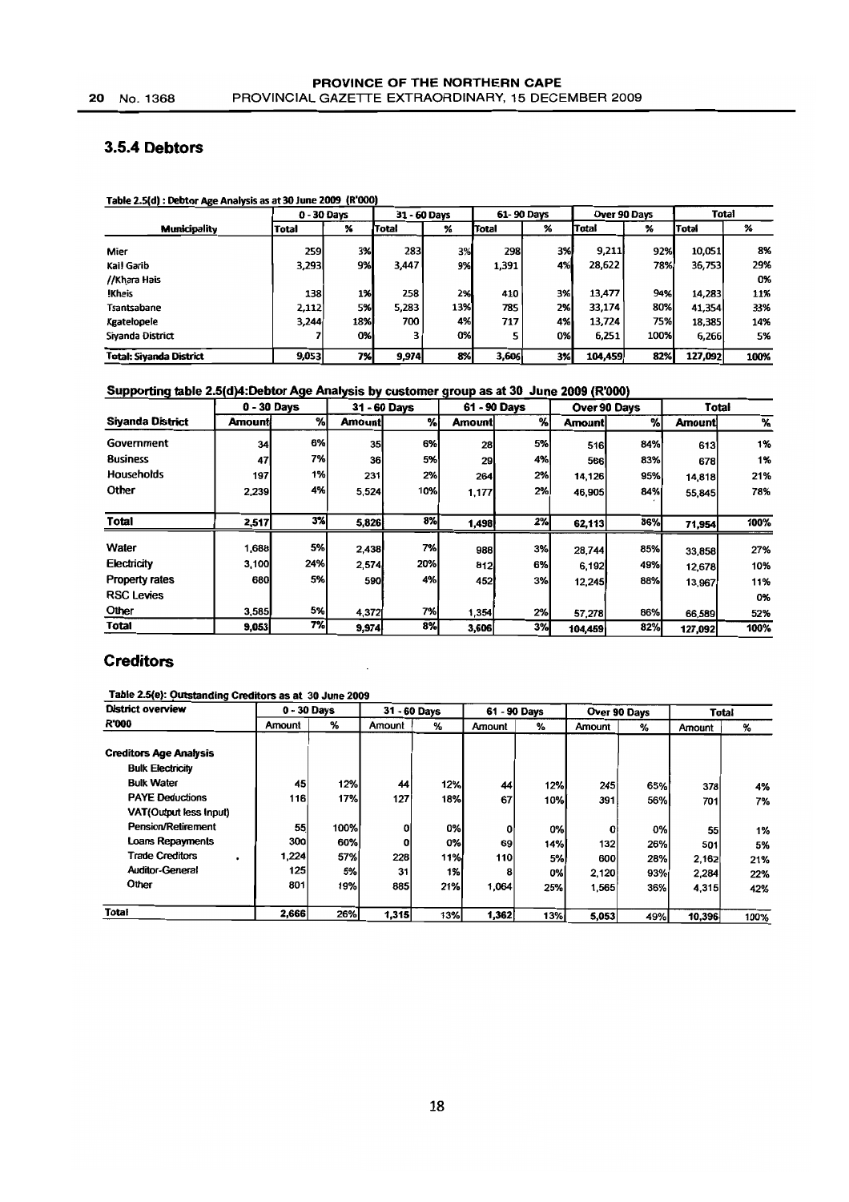### 3.5.4 Debtors

**Table 2.5(d) : Debtor Age Analysis as at 30 June 2009 (R'000)**

| Municipality | 0 - 30 Days | | 31 - 60 Days | | 61- 90 Days | | Over 90 Days | | Total | |
|---|---|---|---|---|---|---|---|---|---|---|
| | Total | % | Total | % | Total | % | Total | % | Total | % |
| Mier | 259 | 3% | 283 | 3% | 298 | 3% | 9,211 | 92% | 10,051 | 8% |
| Kai! Garib | 3,293 | 9% | 3,447 | 9% | 1,391 | 4% | 28,622 | 78% | 36,753 | 29% |
| //Khara Hais | | | | | | | | | | 0% |
| !Kheis | 138 | 1% | 258 | 2% | 410 | 3% | 13,477 | 94% | 14,283 | 11% |
| Tsantsabane | 2,112 | 5% | 5,283 | 13% | 785 | 2% | 33,174 | 80% | 41,354 | 33% |
| Kgatelopele | 3,244 | 18% | 700 | 4% | 717 | 4% | 13,724 | 75% | 18,385 | 14% |
| Siyanda District | 7 | 0% | 3 | 0% | 5 | 0% | 6,251 | 100% | 6,266 | 5% |
| **Total: Siyanda District** | **9,053** | **7%** | **9,974** | **8%** | **3,606** | **3%** | **104,459** | **82%** | **127,092** | **100%** |

**Supporting table 2.5(d)4:Debtor Age Analysis by customer group as at 30 June 2009 (R'000)**

| Siyanda District | 0 - 30 Days | | 31 - 60 Days | | 61 - 90 Days | | Over 90 Days | | Total | |
|---|---|---|---|---|---|---|---|---|---|---|
| | Amount | % | Amount | % | Amount | % | Amount | % | Amount | % |
| Government | 34 | 6% | 35 | 6% | 28 | 5% | 516 | 84% | 613 | 1% |
| Business | 47 | 7% | 36 | 5% | 29 | 4% | 566 | 83% | 678 | 1% |
| Households | 197 | 1% | 231 | 2% | 264 | 2% | 14,126 | 95% | 14,818 | 21% |
| Other | 2,239 | 4% | 5,524 | 10% | 1,177 | 2% | 46,905 | 84% | 55,845 | 78% |
| **Total** | **2,517** | **3%** | **5,826** | **8%** | **1,498** | **2%** | **62,113** | **86%** | **71,954** | **100%** |
| Water | 1,688 | 5% | 2,438 | 7% | 988 | 3% | 28,744 | 85% | 33,858 | 27% |
| Electricity | 3,100 | 24% | 2,574 | 20% | 812 | 6% | 6,192 | 49% | 12,678 | 10% |
| Property rates | 680 | 5% | 590 | 4% | 452 | 3% | 12,245 | 88% | 13,967 | 11% |
| RSC Levies | | | | | | | | | | 0% |
| Other | 3,585 | 5% | 4,372 | 7% | 1,354 | 2% | 57,278 | 86% | 66,589 | 52% |
| **Total** | **9,053** | **7%** | **9,974** | **8%** | **3,606** | **3%** | **104,459** | **82%** | **127,092** | **100%** |

## Creditors

**Table 2.5(e): Outstanding Creditors as at 30 June 2009**

| District overview R'000 | 0 - 30 Days | | 31 - 60 Days | | 61 - 90 Days | | Over 90 Days | | Total | |
|---|---|---|---|---|---|---|---|---|---|---|
| | Amount | % | Amount | % | Amount | % | Amount | % | Amount | % |
| **Creditors Age Analysis** | | | | | | | | | | |
| Bulk Electricity | | | | | | | | | | |
| Bulk Water | 45 | 12% | 44 | 12% | 44 | 12% | 245 | 65% | 378 | 4% |
| PAYE Deductions | 116 | 17% | 127 | 18% | 67 | 10% | 391 | 56% | 701 | 7% |
| VAT(Output less Input) | | | | | | | | | | |
| Pension/Retirement | 55 | 100% | 0 | 0% | 0 | 0% | 0 | 0% | 55 | 1% |
| Loans Repayments | 300 | 60% | 0 | 0% | 69 | 14% | 132 | 26% | 501 | 5% |
| Trade Creditors | 1,224 | 57% | 228 | 11% | 110 | 5% | 600 | 28% | 2,162 | 21% |
| Auditor-General | 125 | 5% | 31 | 1% | 8 | 0% | 2,120 | 93% | 2,284 | 22% |
| Other | 801 | 19% | 885 | 21% | 1,064 | 25% | 1,565 | 36% | 4,315 | 42% |
| **Total** | **2,666** | **26%** | **1,315** | **13%** | **1,362** | **13%** | **5,053** | **49%** | **10,396** | **100%** |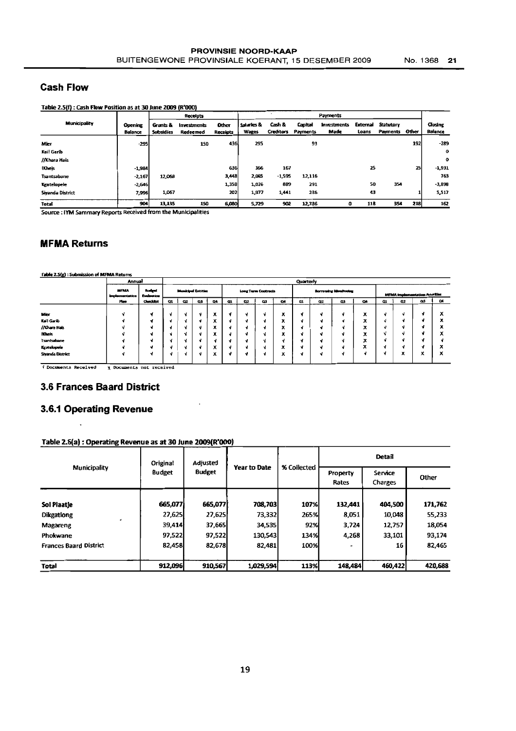## Cash Flow

**Table 2.5(f) : Cash Flow Position as at 30 June 2009 (R'000)**

| Municipality | Opening Balance | Receipts | | | Payments | | | | | | | Closing Balance |
|---|---|---|---|---|---|---|---|---|---|---|---|---|
| | | Grants & Subsidies | Investments Redeemed | Other Receipts | Salaries & Wages | Cash & Creditors | Capital Payments | Investments Made | External Loans | Statutory Payments | Other | |
| Mier | -295 | | 150 | 436 | 295 | | 93 | | | | 192 | -289 |
| Kai! Garib | | | | | | | | | | | | 0 |
| //Khara Hais | | | | | | | | | | | | 0 |
| !Kheis | -1,984 | | | 636 | 366 | 167 | | | 25 | | 25 | -1,931 |
| Tsantsabane | -2,167 | 12,068 | | 3,448 | 2,065 | -1,595 | 12,116 | | | | | 763 |
| Kgatelopele | -2,646 | | | 1,358 | 1,026 | 889 | 291 | | 50 | 354 | | -3,898 |
| Siyanda District | 7,996 | 1,067 | | 202 | 1,977 | 1,441 | 286 | | 43 | | 1 | 5,517 |
| **Total** | **904** | **13,135** | **150** | **6,080** | **5,729** | **902** | **12,786** | **0** | **118** | **354** | **218** | **162** |

Source : IYM Sammary Reports Received from the Municipalities

## MFMA Returns

**Table 2.5(g) : Submission of MFMA Returns**

| | Annual | | Quarterly | | | | | | | | | | | | | | | |
|---|---|---|---|---|---|---|---|---|---|---|---|---|---|---|---|---|---|---|
| | MFMA Implementation Plan | Budget Evaluation Checklist | Municipal Entities | | | | Long Term Contracts | | | | Borrowing Monitoring | | | | MFMA Implementation Priorities | | | |
| | | | Q1 | Q2 | Q3 | Q4 | Q1 | Q2 | Q3 | Q4 | Q1 | Q2 | Q3 | Q4 | Q1 | Q2 | Q3 | Q4 |
| Mier | √ | √ | √ | √ | √ | x | √ | √ | √ | x | √ | √ | √ | x | √ | √ | √ | x |
| Kai! Garib | √ | √ | √ | √ | √ | x | √ | √ | √ | x | √ | √ | √ | x | √ | √ | √ | x |
| //Khara Hais | √ | √ | √ | √ | √ | x | √ | √ | √ | x | √ | √ | √ | x | √ | √ | √ | x |
| !Kheis | √ | √ | √ | √ | √ | x | √ | √ | √ | x | √ | √ | √ | x | √ | √ | √ | x |
| Tsantsabane | √ | √ | √ | √ | √ | √ | √ | √ | √ | √ | √ | √ | √ | x | √ | √ | √ | √ |
| Kgatelopele | √ | √ | √ | √ | √ | x | √ | √ | √ | x | √ | √ | √ | x | √ | √ | √ | x |
| Siyanda District | √ | √ | √ | √ | √ | x | √ | √ | √ | x | √ | √ | √ | √ | √ | x | x | x |

√ Documents Received  x Documents not received

## 3.6 Frances Baard District

## 3.6.1 Operating Revenue

**Table 2.6(a) : Operating Revenue as at 30 June 2009(R'000)**

| Municipality | Original Budget | Adjusted Budget | Year to Date | % Collected | Detail | | |
|---|---|---|---|---|---|---|---|
| | | | | | Property Rates | Service Charges | Other |
| **Sol Plaatje** | 665,077 | 665,077 | 708,703 | 107% | 132,441 | 404,500 | 171,762 |
| Dikgatlong | 27,625 | 27,625 | 73,332 | 265% | 8,051 | 10,048 | 55,233 |
| Magareng | 39,414 | 37,665 | 34,535 | 92% | 3,724 | 12,757 | 18,054 |
| Phokwane | 97,522 | 97,522 | 130,543 | 134% | 4,268 | 33,101 | 93,174 |
| Frances Baard District | 82,458 | 82,678 | 82,481 | 100% | - | 16 | 82,465 |
| **Total** | **912,096** | **910,567** | **1,029,594** | **113%** | **148,484** | **460,422** | **420,688** |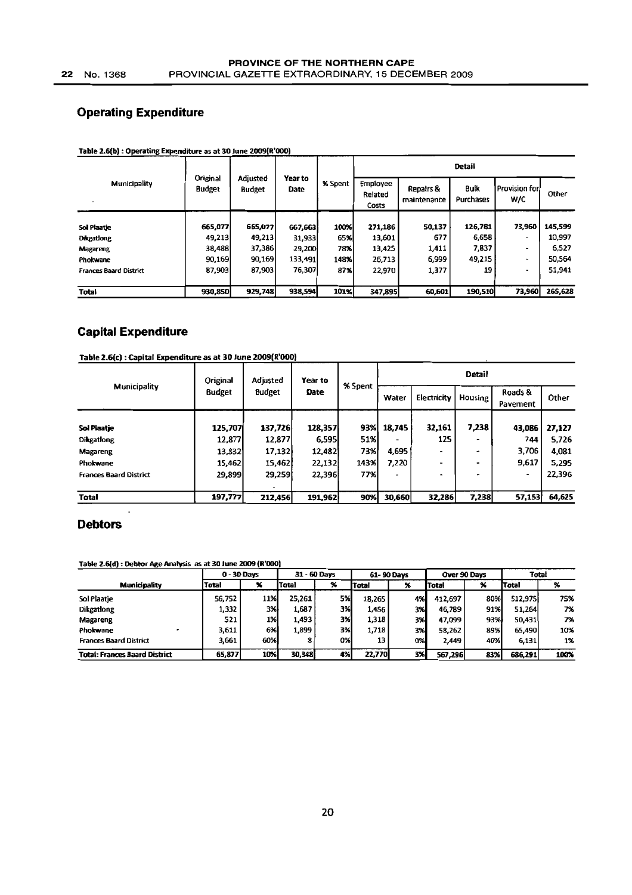## Operating Expenditure

**Table 2.6(b) : Operating Expenditure as at 30 June 2009(R'000)**

| Municipality | Original Budget | Adjusted Budget | Year to Date | % Spent | Detail | | | | |
|---|---|---|---|---|---|---|---|---|---|
| | | | | | Employee Related Costs | Repairs & maintenance | Bulk Purchases | Provision for W/C | Other |
| Sol Plaatje | 665,077 | 665,077 | 667,663 | 100% | 271,186 | 50,137 | 126,781 | 73,960 | 145,599 |
| Dikgatlong | 49,213 | 49,213 | 31,933 | 65% | 13,601 | 677 | 6,658 | - | 10,997 |
| Magareng | 38,488 | 37,386 | 29,200 | 78% | 13,425 | 1,411 | 7,837 | - | 6,527 |
| Phokwane | 90,169 | 90,169 | 133,491 | 148% | 26,713 | 6,999 | 49,215 | - | 50,564 |
| Frances Baard District | 87,903 | 87,903 | 76,307 | 87% | 22,970 | 1,377 | 19 | - | 51,941 |
| **Total** | **930,850** | **929,748** | **938,594** | **101%** | **347,895** | **60,601** | **190,510** | **73,960** | **265,628** |

## Capital Expenditure

**Table 2.6(c) : Capital Expenditure as at 30 June 2009(R'000)**

| Municipality | Original Budget | Adjusted Budget | Year to Date | % Spent | Detail | | | | |
|---|---|---|---|---|---|---|---|---|---|
| | | | | | Water | Electricity | Housing | Roads & Pavement | Other |
| Sol Plaatje | 125,707 | 137,726 | 128,357 | 93% | 18,745 | 32,161 | 7,238 | 43,086 | 27,127 |
| Dikgatlong | 12,877 | 12,877 | 6,595 | 51% | - | 125 | - | 744 | 5,726 |
| Magareng | 13,832 | 17,132 | 12,482 | 73% | 4,695 | - | - | 3,706 | 4,081 |
| Phokwane | 15,462 | 15,462 | 22,132 | 143% | 7,220 | - | - | 9,617 | 5,295 |
| Frances Baard District | 29,899 | 29,259 | 22,396 | 77% | - | - | - | - | 22,396 |
| | | - | | | | | | | |
| **Total** | **197,777** | **212,456** | **191,962** | **90%** | **30,660** | **32,286** | **7,238** | **57,153** | **64,625** |

## Debtors

**Table 2.6(d) : Debtor Age Analysis as at 30 June 2009 (R'000)**

| Municipality | 0 - 30 Days | | 31 - 60 Days | | 61- 90 Days | | Over 90 Days | | Total | |
|---|---|---|---|---|---|---|---|---|---|---|
| | Total | % | Total | % | Total | % | Total | % | Total | % |
| Sol Plaatje | 56,752 | 11% | 25,261 | 5% | 18,265 | 4% | 412,697 | 80% | 512,975 | 75% |
| Dikgatlong | 1,332 | 3% | 1,687 | 3% | 1,456 | 3% | 46,789 | 91% | 51,264 | 7% |
| Magareng | 521 | 1% | 1,493 | 3% | 1,318 | 3% | 47,099 | 93% | 50,431 | 7% |
| Phokwane | 3,611 | 6% | 1,899 | 3% | 1,718 | 3% | 58,262 | 89% | 65,490 | 10% |
| Frances Baard District | 3,661 | 60% | 8 | 0% | 13 | 0% | 2,449 | 40% | 6,131 | 1% |
| **Total: Frances Baard District** | **65,877** | **10%** | **30,348** | **4%** | **22,770** | **3%** | **567,296** | **83%** | **686,291** | **100%** |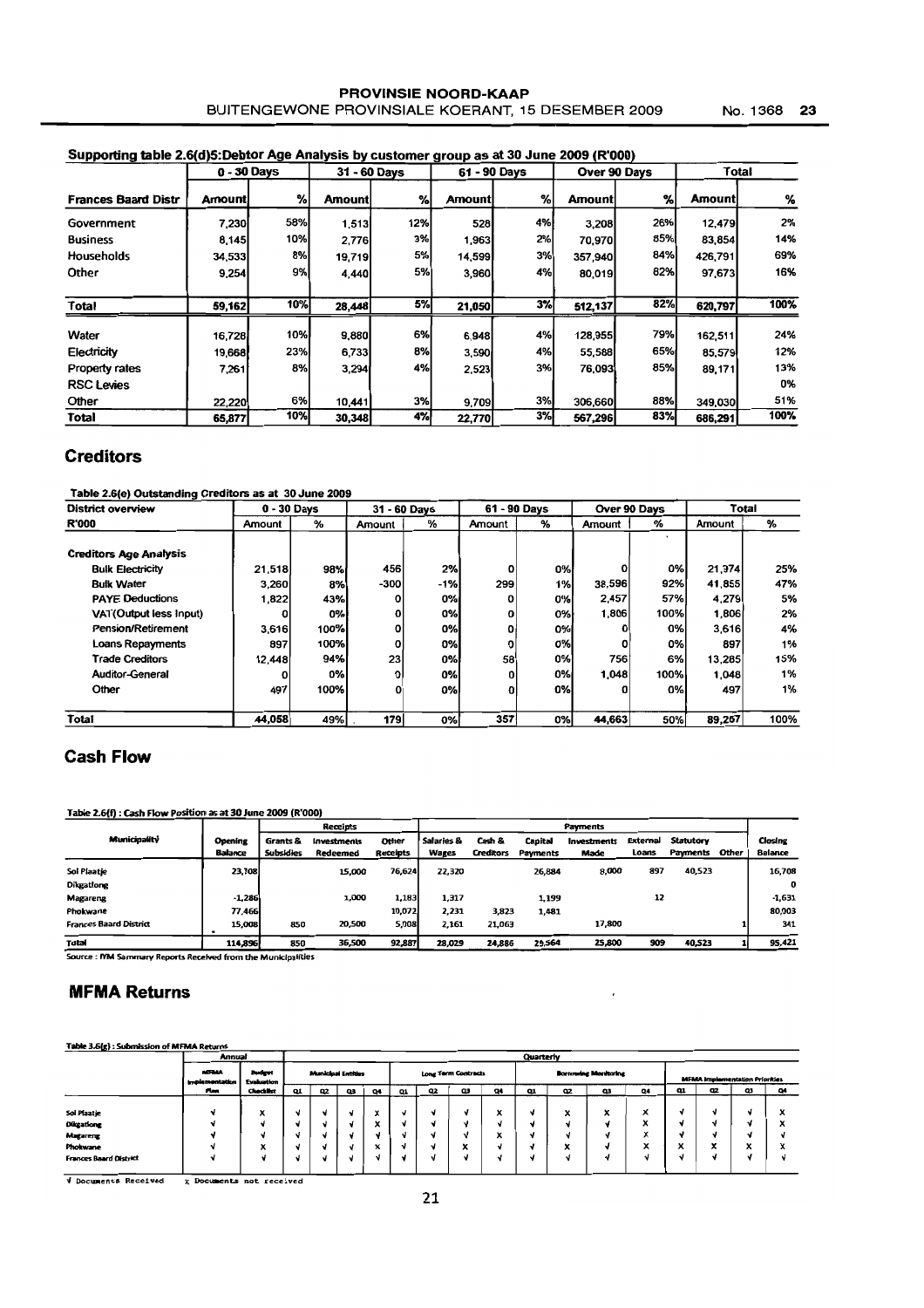#### Supporting table 2.6(d)5:Debtor Age Analysis by customer group as at 30 June 2009 (R'000)

| | 0 - 30 Days | | 31 - 60 Days | | 61 - 90 Days | | Over 90 Days | | Total | |
|---|---|---|---|---|---|---|---|---|---|---|
| **Frances Baard Distr** | **Amount** | **%** | **Amount** | **%** | **Amount** | **%** | **Amount** | **%** | **Amount** | **%** |
| Government | 7,230 | 58% | 1,513 | 12% | 528 | 4% | 3,208 | 26% | 12,479 | 2% |
| Business | 8,145 | 10% | 2,776 | 3% | 1,963 | 2% | 70,970 | 85% | 83,854 | 14% |
| Households | 34,533 | 8% | 19,719 | 5% | 14,599 | 3% | 357,940 | 84% | 426,791 | 69% |
| Other | 9,254 | 9% | 4,440 | 5% | 3,960 | 4% | 80,019 | 82% | 97,673 | 16% |
| **Total** | 59,162 | 10% | 28,448 | 5% | 21,050 | 3% | 512,137 | 82% | 620,797 | 100% |
| Water | 16,728 | 10% | 9,880 | 6% | 6,948 | 4% | 128,955 | 79% | 162,511 | 24% |
| Electricity | 19,668 | 23% | 6,733 | 8% | 3,590 | 4% | 55,588 | 65% | 85,579 | 12% |
| Property rates | 7,261 | 8% | 3,294 | 4% | 2,523 | 3% | 76,093 | 85% | 89,171 | 13% |
| RSC Levies | | | | | | | | | | 0% |
| Other | 22,220 | 6% | 10,441 | 3% | 9,709 | 3% | 306,660 | 88% | 349,030 | 51% |
| **Total** | 65,877 | 10% | 30,348 | 4% | 22,770 | 3% | 567,296 | 83% | 686,291 | 100% |

## Creditors

#### Table 2.6(e) Outstanding Creditors as at 30 June 2009

| District overview | 0 - 30 Days | | 31 - 60 Days | | 61 - 90 Days | | Over 90 Days | | Total | |
|---|---|---|---|---|---|---|---|---|---|---|
| **R'000** | Amount | % | Amount | % | Amount | % | Amount | % | Amount | % |
| **Creditors Age Analysis** | | | | | | | | | | |
| Bulk Electricity | 21,518 | 98% | 456 | 2% | 0 | 0% | 0 | 0% | 21,974 | 25% |
| Bulk Water | 3,260 | 8% | -300 | -1% | 299 | 1% | 38,596 | 92% | 41,855 | 47% |
| PAYE Deductions | 1,822 | 43% | 0 | 0% | 0 | 0% | 2,457 | 57% | 4,279 | 5% |
| VAT(Output less Input) | 0 | 0% | 0 | 0% | 0 | 0% | 1,806 | 100% | 1,806 | 2% |
| Pension/Retirement | 3,616 | 100% | 0 | 0% | 0 | 0% | 0 | 0% | 3,616 | 4% |
| Loans Repayments | 897 | 100% | 0 | 0% | 0 | 0% | 0 | 0% | 897 | 1% |
| Trade Creditors | 12,448 | 94% | 23 | 0% | 58 | 0% | 756 | 6% | 13,285 | 15% |
| Auditor-General | 0 | 0% | 0 | 0% | 0 | 0% | 1,048 | 100% | 1,048 | 1% |
| Other | 497 | 100% | 0 | 0% | 0 | 0% | 0 | 0% | 497 | 1% |
| **Total** | 44,058 | 49% | 179 | 0% | 357 | 0% | 44,663 | 50% | 89,257 | 100% |

## Cash Flow

#### Table 2.6(f) : Cash Flow Position as at 30 June 2009 (R'000)

| Municipality | Opening Balance | Receipts | | | Payments | | | | | | | Closing Balance |
|---|---|---|---|---|---|---|---|---|---|---|---|---|
| | | Grants & Subsidies | Investments Redeemed | Other Receipts | Salaries & Wages | Cash & Creditors | Capital Payments | Investments Made | External Loans | Statutory Payments | Other | |
| Sol Plaatje | 23,708 | | 15,000 | 76,624 | 22,320 | | 26,884 | 8,000 | 897 | 40,523 | | 16,708 |
| Dikgatlong | | | | | | | | | | | | 0 |
| Magareng | -1,286 | | 1,000 | 1,183 | 1,317 | | 1,199 | | 12 | | | -1,631 |
| Phokwane | 77,466 | | | 10,072 | 2,231 | 3,823 | 1,481 | | | | | 80,003 |
| Frances Baard District | 15,008 | 850 | 20,500 | 5,008 | 2,161 | 21,063 | | 17,800 | | | 1 | 341 |
| **Total** | 114,896 | 850 | 36,500 | 92,887 | 28,029 | 24,886 | 29,564 | 25,800 | 909 | 40,523 | 1 | 95,421 |

Source : IYM Summary Reports Received from the Municipalities

## MFMA Returns

#### Table 3.6(g) : Submission of MFMA Returns

| | Annual | | Quarterly | | | | | | | | | | | | | | | |
|---|---|---|---|---|---|---|---|---|---|---|---|---|---|---|---|---|---|---|
| | MFMA Implementation Plan | Budget Evaluation Checklist | Municipal Entities | | | | Long Term Contracts | | | | Borrowing Monitoring | | | | MFMA Implementation Priorities | | | |
| | | | Q1 | Q2 | Q3 | Q4 | Q1 | Q2 | Q3 | Q4 | Q1 | Q2 | Q3 | Q4 | Q1 | Q2 | Q3 | Q4 |
| Sol Plaatje | √ | x | √ | √ | √ | x | √ | √ | √ | x | √ | x | x | x | √ | √ | √ | x |
| Dikgatlong | √ | √ | √ | √ | √ | x | √ | √ | √ | √ | √ | √ | √ | x | √ | √ | √ | x |
| Magareng | √ | √ | √ | √ | √ | √ | √ | √ | √ | x | √ | √ | √ | x | √ | √ | √ | √ |
| Phokwane | √ | x | √ | √ | √ | x | √ | √ | x | √ | √ | x | √ | x | x | x | x | x |
| Frances Baard District | √ | √ | √ | √ | √ | √ | √ | √ | √ | √ | √ | √ | √ | √ | √ | √ | √ | √ |

√ Documents Received x Documents not received

21